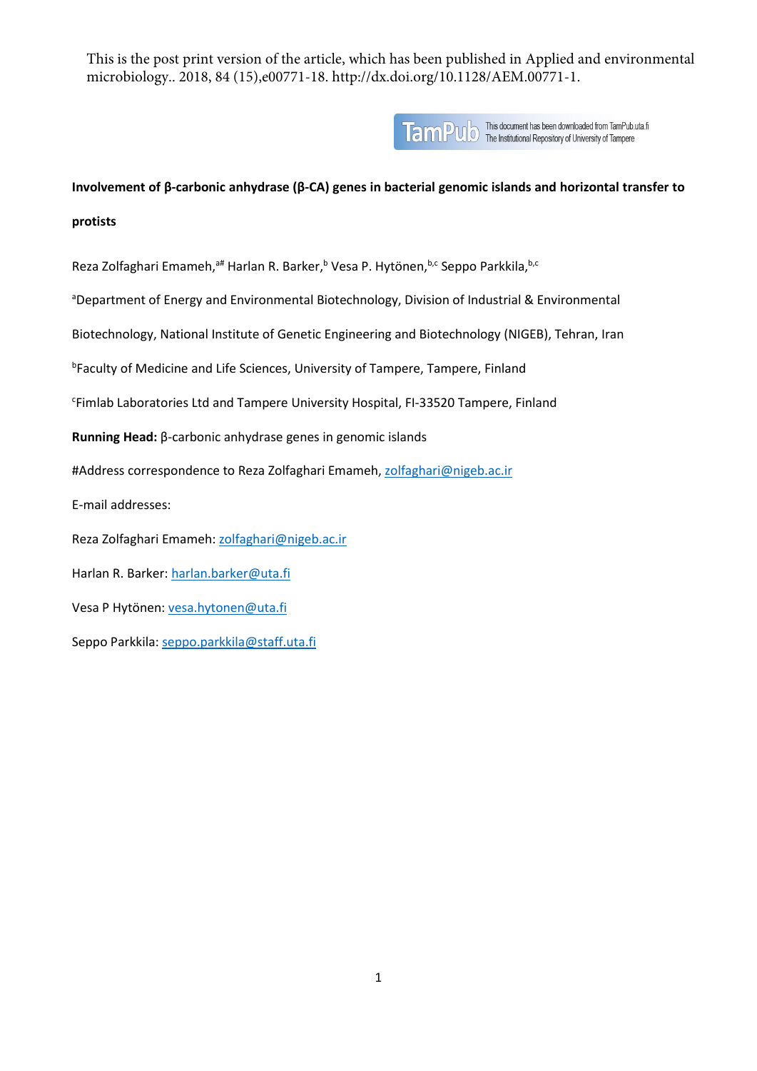This is the post print version of the article, which has been published in Applied and environmental microbiology.. 2018, 84 (15),e00771-18. http://dx.doi.org/10.1128/AEM.00771-1.

This document has been downloaded from TamPub.uta.fi
The Institutional Repository of University of Tampere

# Involvement of β-carbonic anhydrase (β-CA) genes in bacterial genomic islands and horizontal transfer to protists

Reza Zolfaghari Emameh,[a#] Harlan R. Barker,[b] Vesa P. Hytönen,[b,c] Seppo Parkkila,[b,c]

[a]Department of Energy and Environmental Biotechnology, Division of Industrial & Environmental Biotechnology, National Institute of Genetic Engineering and Biotechnology (NIGEB), Tehran, Iran

[b]Faculty of Medicine and Life Sciences, University of Tampere, Tampere, Finland

[c]Fimlab Laboratories Ltd and Tampere University Hospital, FI-33520 Tampere, Finland

**Running Head:** β-carbonic anhydrase genes in genomic islands

#Address correspondence to Reza Zolfaghari Emameh, zolfaghari@nigeb.ac.ir

E-mail addresses:

Reza Zolfaghari Emameh: zolfaghari@nigeb.ac.ir

Harlan R. Barker: harlan.barker@uta.fi

Vesa P Hytönen: vesa.hytonen@uta.fi

Seppo Parkkila: seppo.parkkila@staff.uta.fi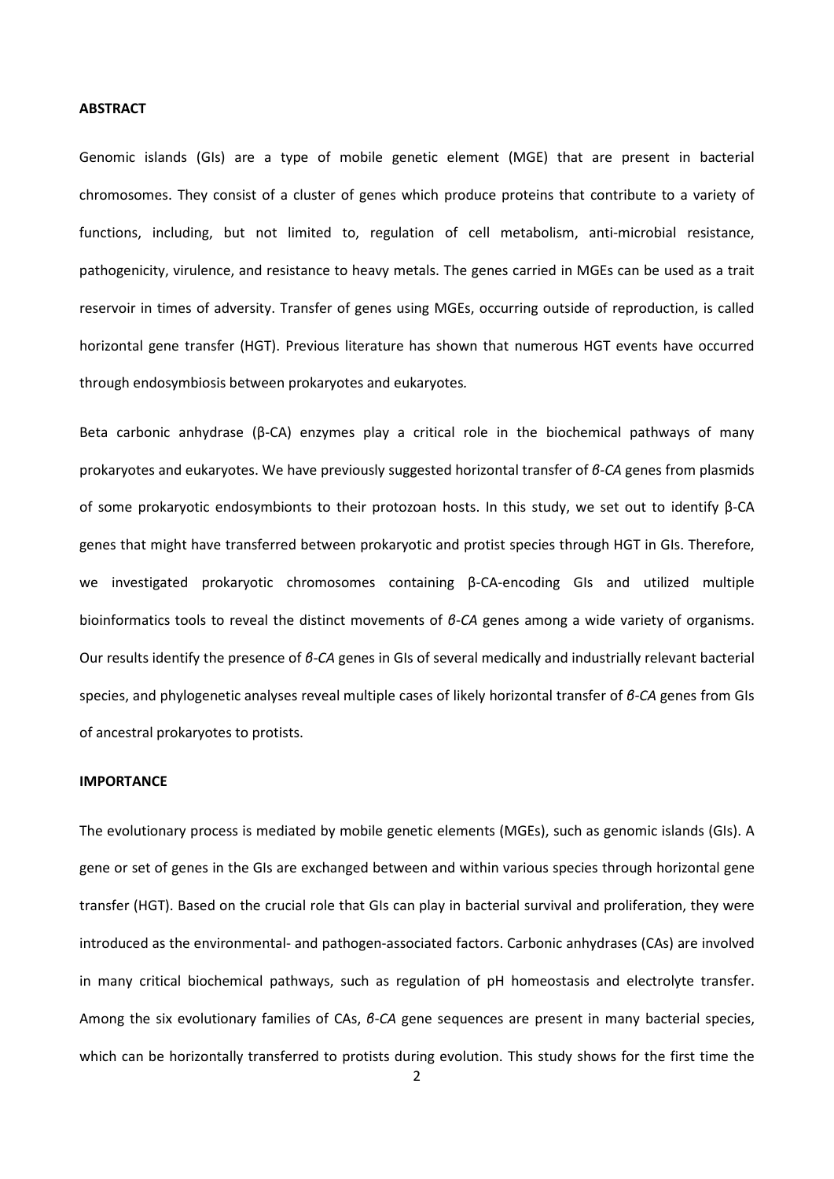## ABSTRACT

Genomic islands (GIs) are a type of mobile genetic element (MGE) that are present in bacterial chromosomes. They consist of a cluster of genes which produce proteins that contribute to a variety of functions, including, but not limited to, regulation of cell metabolism, anti-microbial resistance, pathogenicity, virulence, and resistance to heavy metals. The genes carried in MGEs can be used as a trait reservoir in times of adversity. Transfer of genes using MGEs, occurring outside of reproduction, is called horizontal gene transfer (HGT). Previous literature has shown that numerous HGT events have occurred through endosymbiosis between prokaryotes and eukaryotes.

Beta carbonic anhydrase (β-CA) enzymes play a critical role in the biochemical pathways of many prokaryotes and eukaryotes. We have previously suggested horizontal transfer of *β-CA* genes from plasmids of some prokaryotic endosymbionts to their protozoan hosts. In this study, we set out to identify β-CA genes that might have transferred between prokaryotic and protist species through HGT in GIs. Therefore, we investigated prokaryotic chromosomes containing β-CA-encoding GIs and utilized multiple bioinformatics tools to reveal the distinct movements of *β-CA* genes among a wide variety of organisms. Our results identify the presence of *β-CA* genes in GIs of several medically and industrially relevant bacterial species, and phylogenetic analyses reveal multiple cases of likely horizontal transfer of *β-CA* genes from GIs of ancestral prokaryotes to protists.

## IMPORTANCE

The evolutionary process is mediated by mobile genetic elements (MGEs), such as genomic islands (GIs). A gene or set of genes in the GIs are exchanged between and within various species through horizontal gene transfer (HGT). Based on the crucial role that GIs can play in bacterial survival and proliferation, they were introduced as the environmental- and pathogen-associated factors. Carbonic anhydrases (CAs) are involved in many critical biochemical pathways, such as regulation of pH homeostasis and electrolyte transfer. Among the six evolutionary families of CAs, *β-CA* gene sequences are present in many bacterial species, which can be horizontally transferred to protists during evolution. This study shows for the first time the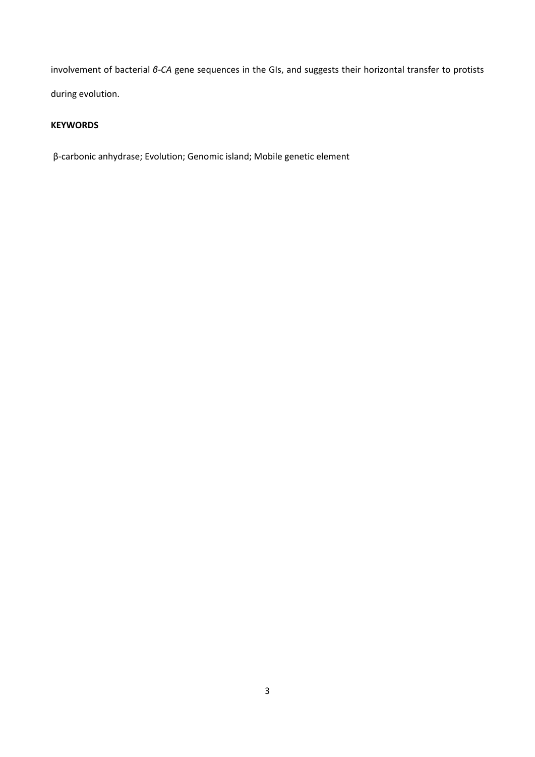involvement of bacterial *β-CA* gene sequences in the GIs, and suggests their horizontal transfer to protists during evolution.

**KEYWORDS**

β-carbonic anhydrase; Evolution; Genomic island; Mobile genetic element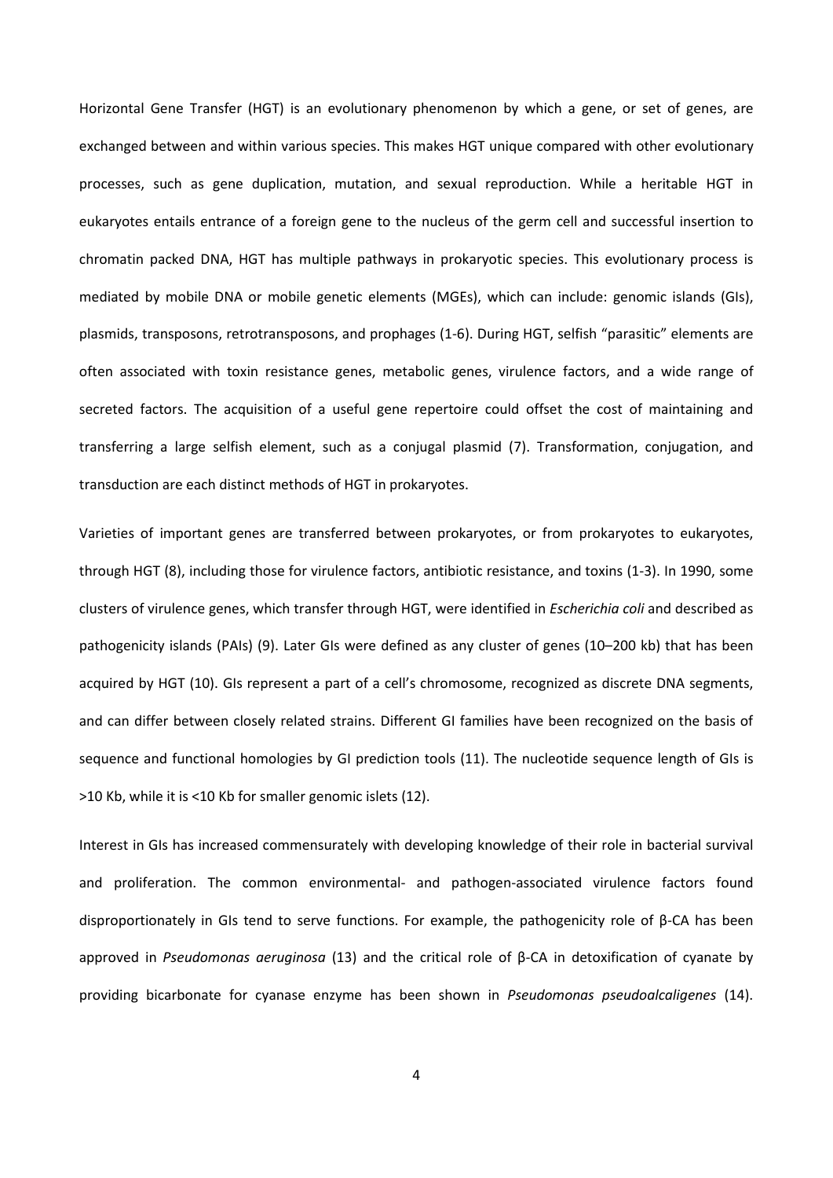Horizontal Gene Transfer (HGT) is an evolutionary phenomenon by which a gene, or set of genes, are exchanged between and within various species. This makes HGT unique compared with other evolutionary processes, such as gene duplication, mutation, and sexual reproduction. While a heritable HGT in eukaryotes entails entrance of a foreign gene to the nucleus of the germ cell and successful insertion to chromatin packed DNA, HGT has multiple pathways in prokaryotic species. This evolutionary process is mediated by mobile DNA or mobile genetic elements (MGEs), which can include: genomic islands (GIs), plasmids, transposons, retrotransposons, and prophages (1-6). During HGT, selfish "parasitic" elements are often associated with toxin resistance genes, metabolic genes, virulence factors, and a wide range of secreted factors. The acquisition of a useful gene repertoire could offset the cost of maintaining and transferring a large selfish element, such as a conjugal plasmid (7). Transformation, conjugation, and transduction are each distinct methods of HGT in prokaryotes.

Varieties of important genes are transferred between prokaryotes, or from prokaryotes to eukaryotes, through HGT (8), including those for virulence factors, antibiotic resistance, and toxins (1-3). In 1990, some clusters of virulence genes, which transfer through HGT, were identified in *Escherichia coli* and described as pathogenicity islands (PAIs) (9). Later GIs were defined as any cluster of genes (10–200 kb) that has been acquired by HGT (10). GIs represent a part of a cell's chromosome, recognized as discrete DNA segments, and can differ between closely related strains. Different GI families have been recognized on the basis of sequence and functional homologies by GI prediction tools (11). The nucleotide sequence length of GIs is >10 Kb, while it is <10 Kb for smaller genomic islets (12).

Interest in GIs has increased commensurately with developing knowledge of their role in bacterial survival and proliferation. The common environmental- and pathogen-associated virulence factors found disproportionately in GIs tend to serve functions. For example, the pathogenicity role of β-CA has been approved in *Pseudomonas aeruginosa* (13) and the critical role of β-CA in detoxification of cyanate by providing bicarbonate for cyanase enzyme has been shown in *Pseudomonas pseudoalcaligenes* (14).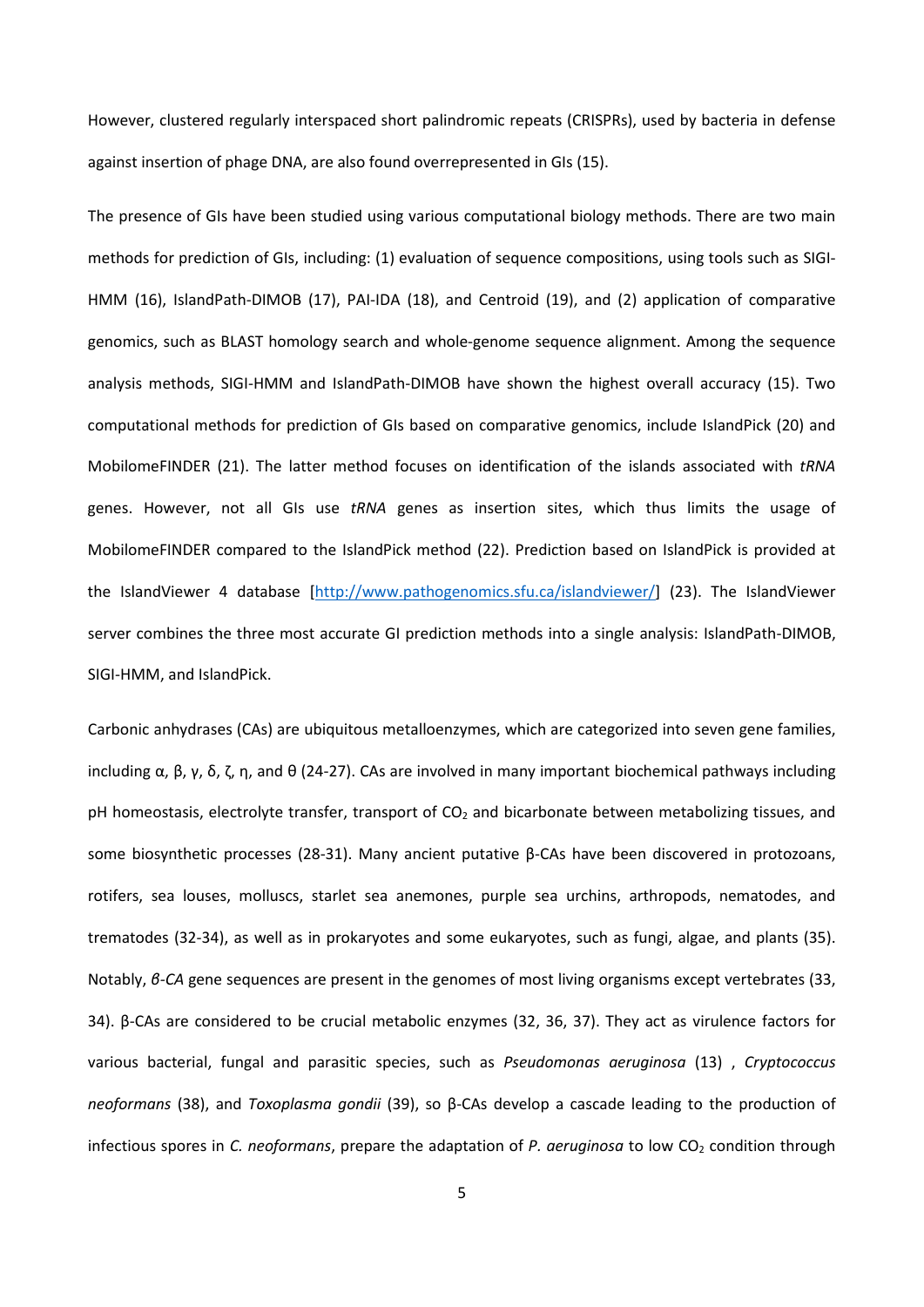However, clustered regularly interspaced short palindromic repeats (CRISPRs), used by bacteria in defense against insertion of phage DNA, are also found overrepresented in GIs (15).

The presence of GIs have been studied using various computational biology methods. There are two main methods for prediction of GIs, including: (1) evaluation of sequence compositions, using tools such as SIGI-HMM (16), IslandPath-DIMOB (17), PAI-IDA (18), and Centroid (19), and (2) application of comparative genomics, such as BLAST homology search and whole-genome sequence alignment. Among the sequence analysis methods, SIGI-HMM and IslandPath-DIMOB have shown the highest overall accuracy (15). Two computational methods for prediction of GIs based on comparative genomics, include IslandPick (20) and MobilomeFINDER (21). The latter method focuses on identification of the islands associated with *tRNA* genes. However, not all GIs use *tRNA* genes as insertion sites, which thus limits the usage of MobilomeFINDER compared to the IslandPick method (22). Prediction based on IslandPick is provided at the IslandViewer 4 database [http://www.pathogenomics.sfu.ca/islandviewer/] (23). The IslandViewer server combines the three most accurate GI prediction methods into a single analysis: IslandPath-DIMOB, SIGI-HMM, and IslandPick.

Carbonic anhydrases (CAs) are ubiquitous metalloenzymes, which are categorized into seven gene families, including α, β, γ, δ, ζ, η, and θ (24-27). CAs are involved in many important biochemical pathways including pH homeostasis, electrolyte transfer, transport of $CO_2$ and bicarbonate between metabolizing tissues, and some biosynthetic processes (28-31). Many ancient putative β-CAs have been discovered in protozoans, rotifers, sea louses, molluscs, starlet sea anemones, purple sea urchins, arthropods, nematodes, and trematodes (32-34), as well as in prokaryotes and some eukaryotes, such as fungi, algae, and plants (35). Notably, *β-CA* gene sequences are present in the genomes of most living organisms except vertebrates (33, 34). β-CAs are considered to be crucial metabolic enzymes (32, 36, 37). They act as virulence factors for various bacterial, fungal and parasitic species, such as *Pseudomonas aeruginosa* (13) , *Cryptococcus neoformans* (38), and *Toxoplasma gondii* (39), so β-CAs develop a cascade leading to the production of infectious spores in *C. neoformans*, prepare the adaptation of *P. aeruginosa* to low $CO_2$ condition through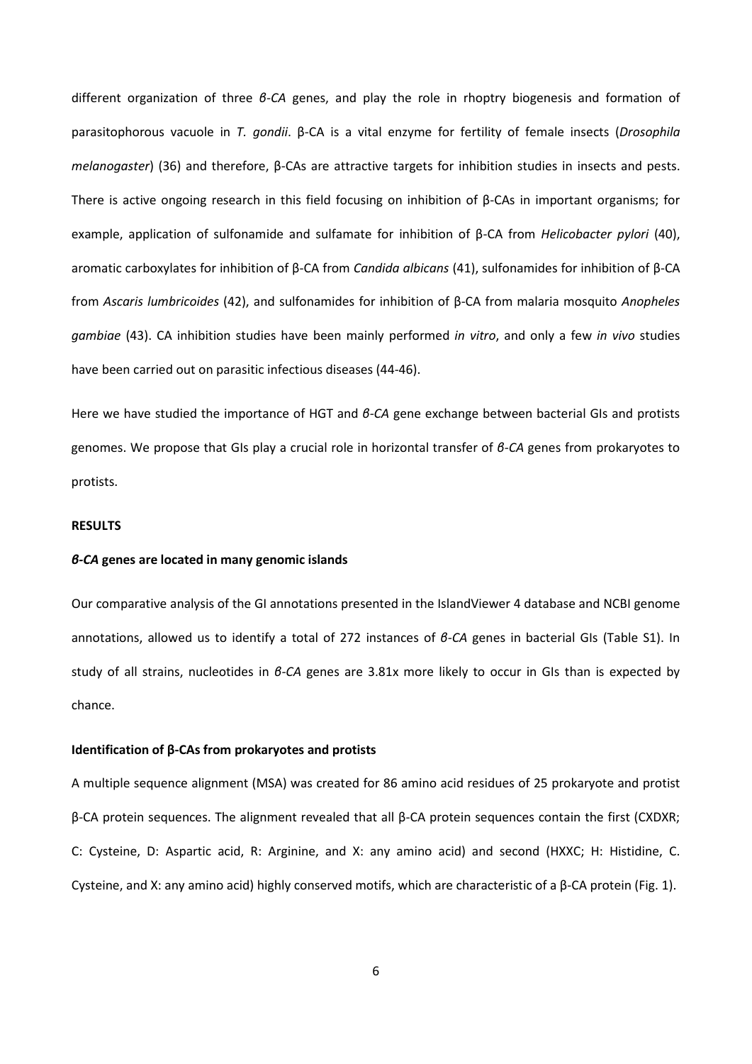different organization of three *β-CA* genes, and play the role in rhoptry biogenesis and formation of parasitophorous vacuole in *T. gondii*. β-CA is a vital enzyme for fertility of female insects (*Drosophila melanogaster*) (36) and therefore, β-CAs are attractive targets for inhibition studies in insects and pests. There is active ongoing research in this field focusing on inhibition of β-CAs in important organisms; for example, application of sulfonamide and sulfamate for inhibition of β-CA from *Helicobacter pylori* (40), aromatic carboxylates for inhibition of β-CA from *Candida albicans* (41), sulfonamides for inhibition of β-CA from *Ascaris lumbricoides* (42), and sulfonamides for inhibition of β-CA from malaria mosquito *Anopheles gambiae* (43). CA inhibition studies have been mainly performed *in vitro*, and only a few *in vivo* studies have been carried out on parasitic infectious diseases (44-46).

Here we have studied the importance of HGT and *β-CA* gene exchange between bacterial GIs and protists genomes. We propose that GIs play a crucial role in horizontal transfer of *β-CA* genes from prokaryotes to protists.

## RESULTS

### *β-CA* genes are located in many genomic islands

Our comparative analysis of the GI annotations presented in the IslandViewer 4 database and NCBI genome annotations, allowed us to identify a total of 272 instances of *β-CA* genes in bacterial GIs (Table S1). In study of all strains, nucleotides in *β-CA* genes are 3.81x more likely to occur in GIs than is expected by chance.

### Identification of β-CAs from prokaryotes and protists

A multiple sequence alignment (MSA) was created for 86 amino acid residues of 25 prokaryote and protist β-CA protein sequences. The alignment revealed that all β-CA protein sequences contain the first (CXDXR; C: Cysteine, D: Aspartic acid, R: Arginine, and X: any amino acid) and second (HXXC; H: Histidine, C. Cysteine, and X: any amino acid) highly conserved motifs, which are characteristic of a β-CA protein (Fig. 1).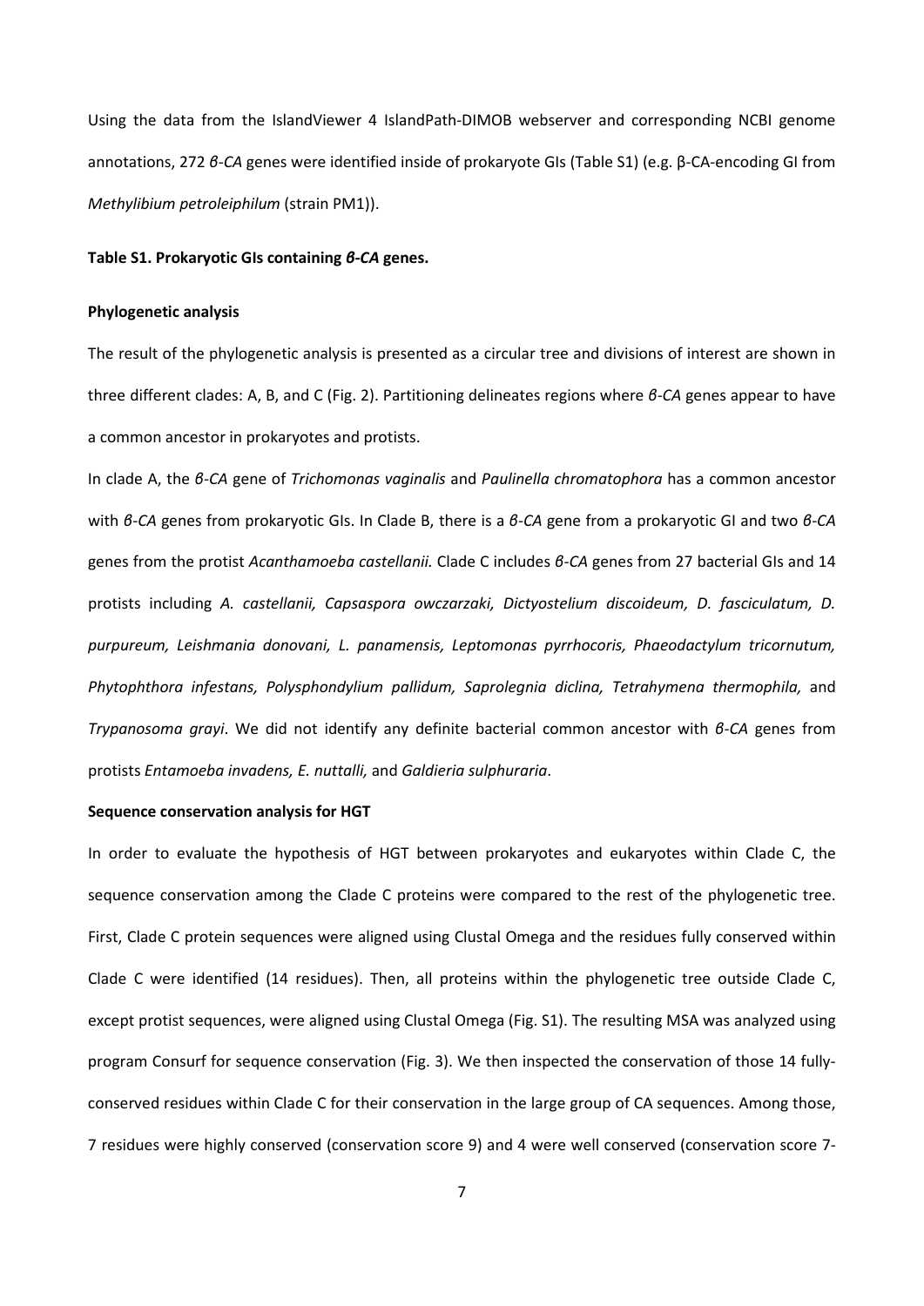Using the data from the IslandViewer 4 IslandPath-DIMOB webserver and corresponding NCBI genome annotations, 272 *β-CA* genes were identified inside of prokaryote GIs (Table S1) (e.g. β-CA-encoding GI from *Methylibium petroleiphilum* (strain PM1)).

**Table S1. Prokaryotic GIs containing *β-CA* genes.**

**Phylogenetic analysis**

The result of the phylogenetic analysis is presented as a circular tree and divisions of interest are shown in three different clades: A, B, and C (Fig. 2). Partitioning delineates regions where *β-CA* genes appear to have a common ancestor in prokaryotes and protists.

In clade A, the *β-CA* gene of *Trichomonas vaginalis* and *Paulinella chromatophora* has a common ancestor with *β-CA* genes from prokaryotic GIs. In Clade B, there is a *β-CA* gene from a prokaryotic GI and two *β-CA* genes from the protist *Acanthamoeba castellanii.* Clade C includes *β-CA* genes from 27 bacterial GIs and 14 protists including *A. castellanii, Capsaspora owczarzaki, Dictyostelium discoideum, D. fasciculatum, D. purpureum, Leishmania donovani, L. panamensis, Leptomonas pyrrhocoris, Phaeodactylum tricornutum, Phytophthora infestans, Polysphondylium pallidum, Saprolegnia diclina, Tetrahymena thermophila,* and *Trypanosoma grayi*. We did not identify any definite bacterial common ancestor with *β-CA* genes from protists *Entamoeba invadens, E. nuttalli,* and *Galdieria sulphuraria*.

**Sequence conservation analysis for HGT**

In order to evaluate the hypothesis of HGT between prokaryotes and eukaryotes within Clade C, the sequence conservation among the Clade C proteins were compared to the rest of the phylogenetic tree. First, Clade C protein sequences were aligned using Clustal Omega and the residues fully conserved within Clade C were identified (14 residues). Then, all proteins within the phylogenetic tree outside Clade C, except protist sequences, were aligned using Clustal Omega (Fig. S1). The resulting MSA was analyzed using program Consurf for sequence conservation (Fig. 3). We then inspected the conservation of those 14 fully-conserved residues within Clade C for their conservation in the large group of CA sequences. Among those, 7 residues were highly conserved (conservation score 9) and 4 were well conserved (conservation score 7-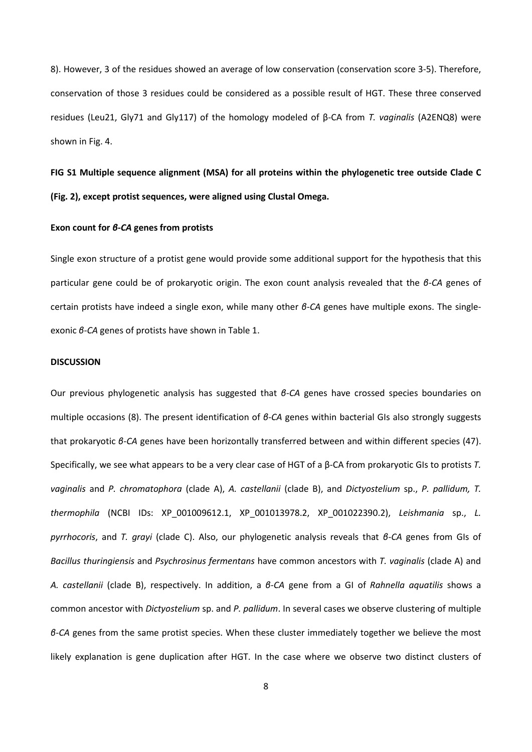8). However, 3 of the residues showed an average of low conservation (conservation score 3-5). Therefore, conservation of those 3 residues could be considered as a possible result of HGT. These three conserved residues (Leu21, Gly71 and Gly117) of the homology modeled of β-CA from *T. vaginalis* (A2ENQ8) were shown in Fig. 4.

**FIG S1 Multiple sequence alignment (MSA) for all proteins within the phylogenetic tree outside Clade C (Fig. 2), except protist sequences, were aligned using Clustal Omega.**

**Exon count for *β-CA* genes from protists**

Single exon structure of a protist gene would provide some additional support for the hypothesis that this particular gene could be of prokaryotic origin. The exon count analysis revealed that the *β-CA* genes of certain protists have indeed a single exon, while many other *β-CA* genes have multiple exons. The single-exonic *β-CA* genes of protists have shown in Table 1.

## DISCUSSION

Our previous phylogenetic analysis has suggested that *β-CA* genes have crossed species boundaries on multiple occasions (8). The present identification of *β-CA* genes within bacterial GIs also strongly suggests that prokaryotic *β-CA* genes have been horizontally transferred between and within different species (47). Specifically, we see what appears to be a very clear case of HGT of a β-CA from prokaryotic GIs to protists *T. vaginalis* and *P. chromatophora* (clade A), *A. castellanii* (clade B), and *Dictyostelium* sp., *P. pallidum, T. thermophila* (NCBI IDs: XP_001009612.1, XP_001013978.2, XP_001022390.2), *Leishmania* sp., *L. pyrrhocoris*, and *T. grayi* (clade C). Also, our phylogenetic analysis reveals that *β-CA* genes from GIs of *Bacillus thuringiensis* and *Psychrosinus fermentans* have common ancestors with *T. vaginalis* (clade A) and *A. castellanii* (clade B), respectively. In addition, a *β-CA* gene from a GI of *Rahnella aquatilis* shows a common ancestor with *Dictyostelium* sp. and *P. pallidum*. In several cases we observe clustering of multiple *β-CA* genes from the same protist species. When these cluster immediately together we believe the most likely explanation is gene duplication after HGT. In the case where we observe two distinct clusters of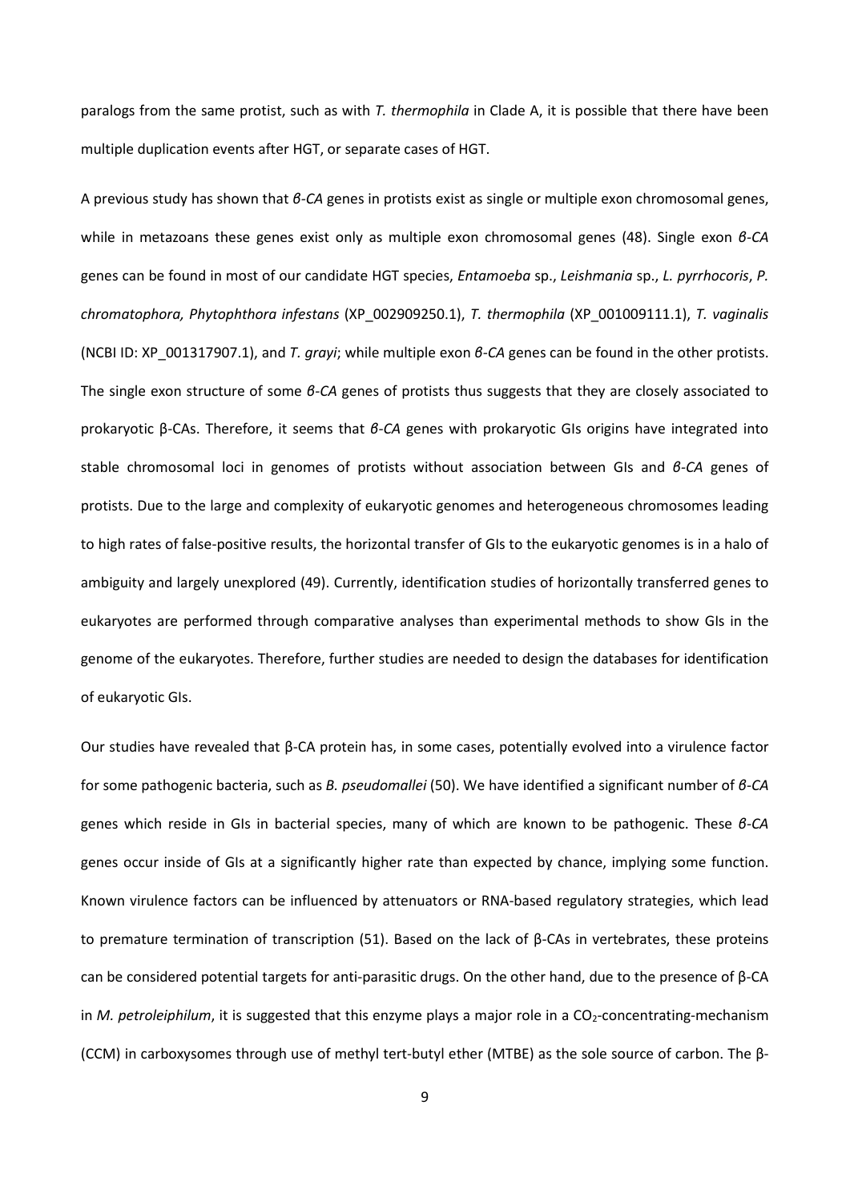paralogs from the same protist, such as with *T. thermophila* in Clade A, it is possible that there have been multiple duplication events after HGT, or separate cases of HGT.

A previous study has shown that *β-CA* genes in protists exist as single or multiple exon chromosomal genes, while in metazoans these genes exist only as multiple exon chromosomal genes (48). Single exon *β-CA* genes can be found in most of our candidate HGT species, *Entamoeba* sp., *Leishmania* sp., *L. pyrrhocoris*, *P. chromatophora, Phytophthora infestans* (XP_002909250.1), *T. thermophila* (XP_001009111.1), *T. vaginalis* (NCBI ID: XP_001317907.1), and *T. grayi*; while multiple exon *β-CA* genes can be found in the other protists. The single exon structure of some *β-CA* genes of protists thus suggests that they are closely associated to prokaryotic β-CAs. Therefore, it seems that *β-CA* genes with prokaryotic GIs origins have integrated into stable chromosomal loci in genomes of protists without association between GIs and *β-CA* genes of protists. Due to the large and complexity of eukaryotic genomes and heterogeneous chromosomes leading to high rates of false-positive results, the horizontal transfer of GIs to the eukaryotic genomes is in a halo of ambiguity and largely unexplored (49). Currently, identification studies of horizontally transferred genes to eukaryotes are performed through comparative analyses than experimental methods to show GIs in the genome of the eukaryotes. Therefore, further studies are needed to design the databases for identification of eukaryotic GIs.

Our studies have revealed that β-CA protein has, in some cases, potentially evolved into a virulence factor for some pathogenic bacteria, such as *B. pseudomallei* (50). We have identified a significant number of *β-CA* genes which reside in GIs in bacterial species, many of which are known to be pathogenic. These *β-CA* genes occur inside of GIs at a significantly higher rate than expected by chance, implying some function. Known virulence factors can be influenced by attenuators or RNA-based regulatory strategies, which lead to premature termination of transcription (51). Based on the lack of β-CAs in vertebrates, these proteins can be considered potential targets for anti-parasitic drugs. On the other hand, due to the presence of β-CA in *M. petroleiphilum*, it is suggested that this enzyme plays a major role in a $CO_2$-concentrating-mechanism (CCM) in carboxysomes through use of methyl tert-butyl ether (MTBE) as the sole source of carbon. The β-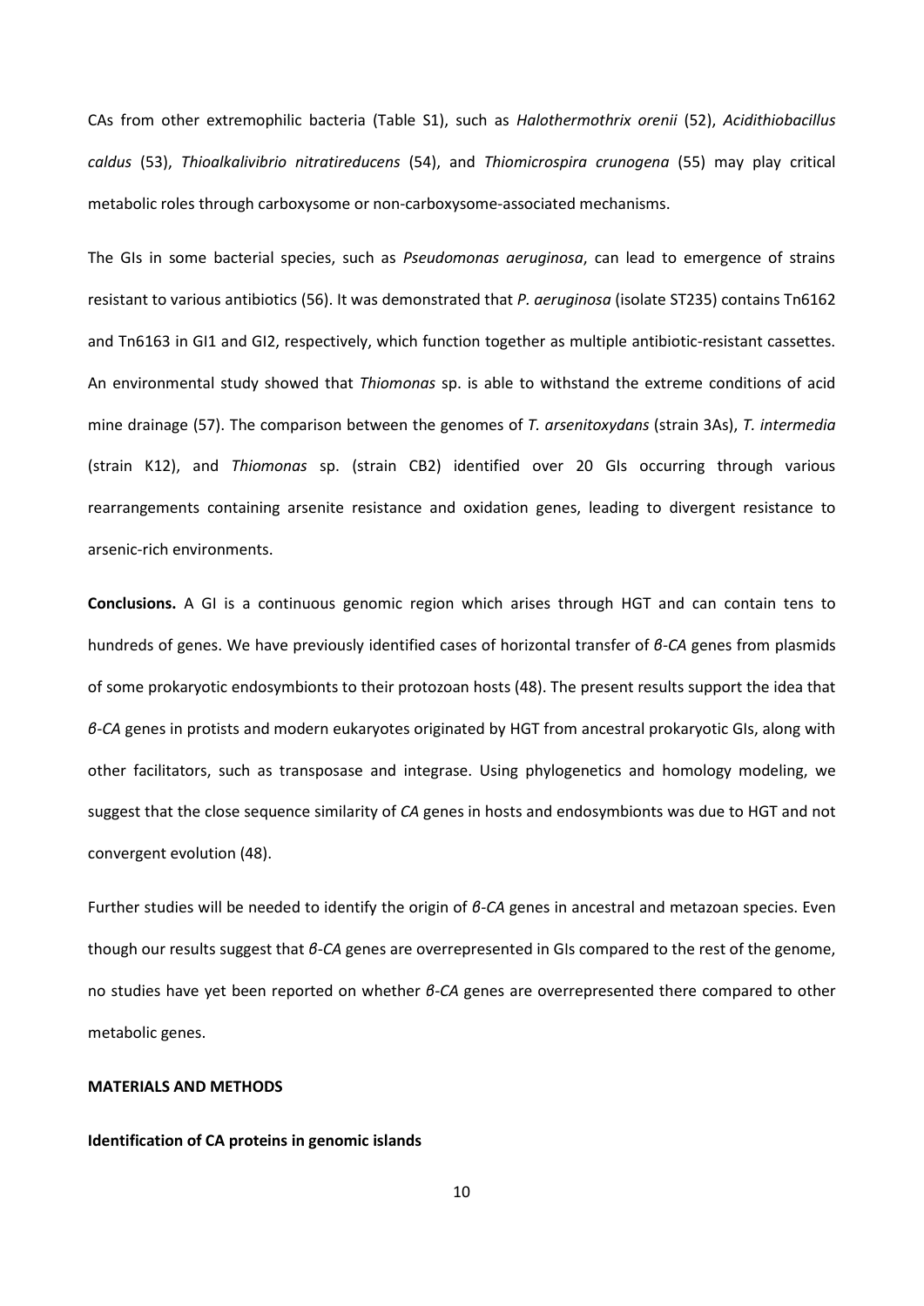CAs from other extremophilic bacteria (Table S1), such as *Halothermothrix orenii* (52), *Acidithiobacillus caldus* (53), *Thioalkalivibrio nitratireducens* (54), and *Thiomicrospira crunogena* (55) may play critical metabolic roles through carboxysome or non-carboxysome-associated mechanisms.

The GIs in some bacterial species, such as *Pseudomonas aeruginosa*, can lead to emergence of strains resistant to various antibiotics (56). It was demonstrated that *P. aeruginosa* (isolate ST235) contains Tn6162 and Tn6163 in GI1 and GI2, respectively, which function together as multiple antibiotic-resistant cassettes. An environmental study showed that *Thiomonas* sp. is able to withstand the extreme conditions of acid mine drainage (57). The comparison between the genomes of *T. arsenitoxydans* (strain 3As), *T. intermedia* (strain K12), and *Thiomonas* sp. (strain CB2) identified over 20 GIs occurring through various rearrangements containing arsenite resistance and oxidation genes, leading to divergent resistance to arsenic-rich environments.

**Conclusions.** A GI is a continuous genomic region which arises through HGT and can contain tens to hundreds of genes. We have previously identified cases of horizontal transfer of *β-CA* genes from plasmids of some prokaryotic endosymbionts to their protozoan hosts (48). The present results support the idea that *β-CA* genes in protists and modern eukaryotes originated by HGT from ancestral prokaryotic GIs, along with other facilitators, such as transposase and integrase. Using phylogenetics and homology modeling, we suggest that the close sequence similarity of *CA* genes in hosts and endosymbionts was due to HGT and not convergent evolution (48).

Further studies will be needed to identify the origin of *β-CA* genes in ancestral and metazoan species. Even though our results suggest that *β-CA* genes are overrepresented in GIs compared to the rest of the genome, no studies have yet been reported on whether *β-CA* genes are overrepresented there compared to other metabolic genes.

## MATERIALS AND METHODS

### Identification of CA proteins in genomic islands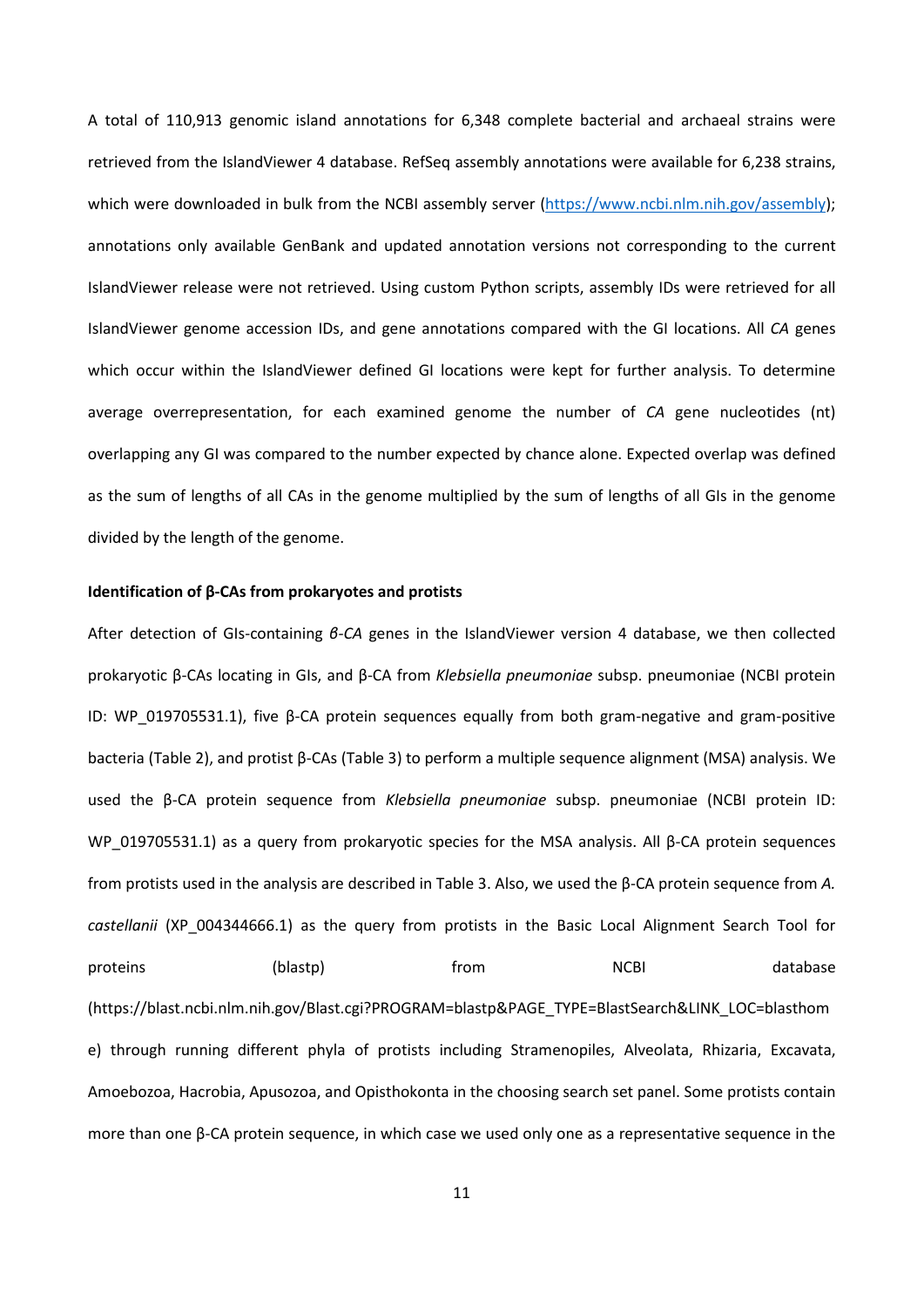A total of 110,913 genomic island annotations for 6,348 complete bacterial and archaeal strains were retrieved from the IslandViewer 4 database. RefSeq assembly annotations were available for 6,238 strains, which were downloaded in bulk from the NCBI assembly server (https://www.ncbi.nlm.nih.gov/assembly); annotations only available GenBank and updated annotation versions not corresponding to the current IslandViewer release were not retrieved. Using custom Python scripts, assembly IDs were retrieved for all IslandViewer genome accession IDs, and gene annotations compared with the GI locations. All *CA* genes which occur within the IslandViewer defined GI locations were kept for further analysis. To determine average overrepresentation, for each examined genome the number of *CA* gene nucleotides (nt) overlapping any GI was compared to the number expected by chance alone. Expected overlap was defined as the sum of lengths of all CAs in the genome multiplied by the sum of lengths of all GIs in the genome divided by the length of the genome.

**Identification of β-CAs from prokaryotes and protists**

After detection of GIs-containing *β-CA* genes in the IslandViewer version 4 database, we then collected prokaryotic β-CAs locating in GIs, and β-CA from *Klebsiella pneumoniae* subsp. pneumoniae (NCBI protein ID: WP_019705531.1), five β-CA protein sequences equally from both gram-negative and gram-positive bacteria (Table 2), and protist β-CAs (Table 3) to perform a multiple sequence alignment (MSA) analysis. We used the β-CA protein sequence from *Klebsiella pneumoniae* subsp. pneumoniae (NCBI protein ID: WP_019705531.1) as a query from prokaryotic species for the MSA analysis. All β-CA protein sequences from protists used in the analysis are described in Table 3. Also, we used the β-CA protein sequence from *A. castellanii* (XP_004344666.1) as the query from protists in the Basic Local Alignment Search Tool for proteins (blastp) from NCBI database (https://blast.ncbi.nlm.nih.gov/Blast.cgi?PROGRAM=blastp&PAGE_TYPE=BlastSearch&LINK_LOC=blasthome) through running different phyla of protists including Stramenopiles, Alveolata, Rhizaria, Excavata, Amoebozoa, Hacrobia, Apusozoa, and Opisthokonta in the choosing search set panel. Some protists contain more than one β-CA protein sequence, in which case we used only one as a representative sequence in the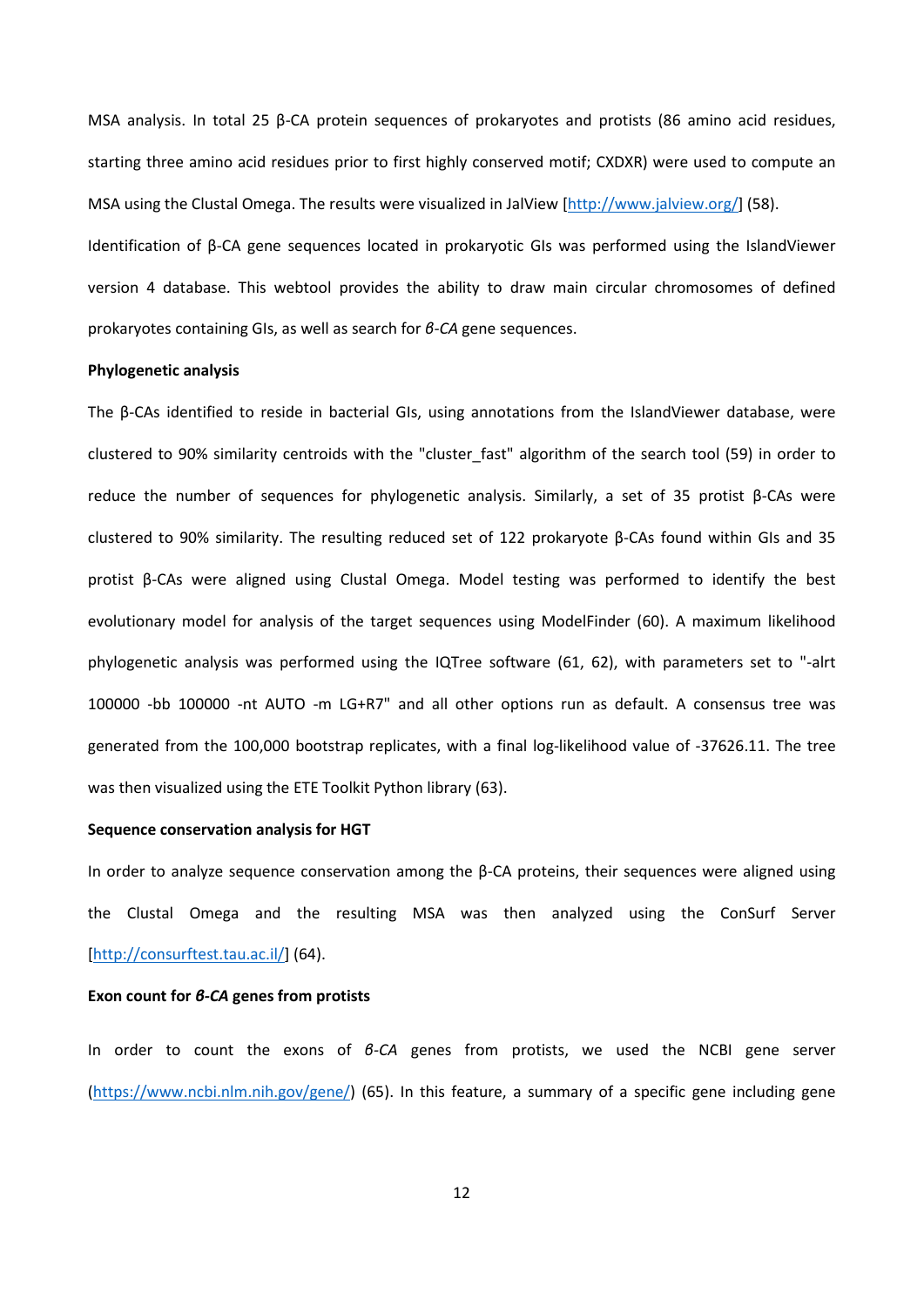MSA analysis. In total 25 β-CA protein sequences of prokaryotes and protists (86 amino acid residues, starting three amino acid residues prior to first highly conserved motif; CXDXR) were used to compute an MSA using the Clustal Omega. The results were visualized in JalView [http://www.jalview.org/] (58).

Identification of β-CA gene sequences located in prokaryotic GIs was performed using the IslandViewer version 4 database. This webtool provides the ability to draw main circular chromosomes of defined prokaryotes containing GIs, as well as search for *β-CA* gene sequences.

**Phylogenetic analysis**

The β-CAs identified to reside in bacterial GIs, using annotations from the IslandViewer database, were clustered to 90% similarity centroids with the "cluster_fast" algorithm of the search tool (59) in order to reduce the number of sequences for phylogenetic analysis. Similarly, a set of 35 protist β-CAs were clustered to 90% similarity. The resulting reduced set of 122 prokaryote β-CAs found within GIs and 35 protist β-CAs were aligned using Clustal Omega. Model testing was performed to identify the best evolutionary model for analysis of the target sequences using ModelFinder (60). A maximum likelihood phylogenetic analysis was performed using the IQTree software (61, 62), with parameters set to "-alrt 100000 -bb 100000 -nt AUTO -m LG+R7" and all other options run as default. A consensus tree was generated from the 100,000 bootstrap replicates, with a final log-likelihood value of -37626.11. The tree was then visualized using the ETE Toolkit Python library (63).

**Sequence conservation analysis for HGT**

In order to analyze sequence conservation among the β-CA proteins, their sequences were aligned using the Clustal Omega and the resulting MSA was then analyzed using the ConSurf Server [http://consurftest.tau.ac.il/] (64).

**Exon count for *β-CA* genes from protists**

In order to count the exons of *β-CA* genes from protists, we used the NCBI gene server (https://www.ncbi.nlm.nih.gov/gene/) (65). In this feature, a summary of a specific gene including gene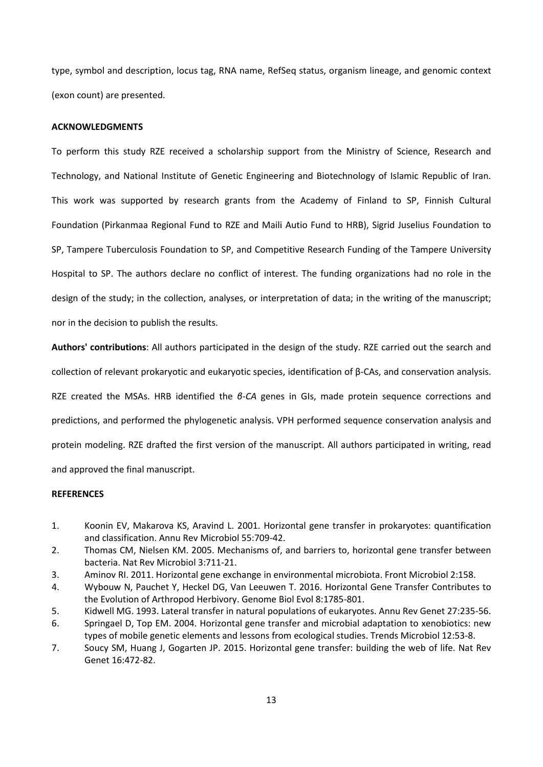type, symbol and description, locus tag, RNA name, RefSeq status, organism lineage, and genomic context (exon count) are presented.

## ACKNOWLEDGMENTS

To perform this study RZE received a scholarship support from the Ministry of Science, Research and Technology, and National Institute of Genetic Engineering and Biotechnology of Islamic Republic of Iran. This work was supported by research grants from the Academy of Finland to SP, Finnish Cultural Foundation (Pirkanmaa Regional Fund to RZE and Maili Autio Fund to HRB), Sigrid Juselius Foundation to SP, Tampere Tuberculosis Foundation to SP, and Competitive Research Funding of the Tampere University Hospital to SP. The authors declare no conflict of interest. The funding organizations had no role in the design of the study; in the collection, analyses, or interpretation of data; in the writing of the manuscript; nor in the decision to publish the results.

**Authors' contributions**: All authors participated in the design of the study. RZE carried out the search and collection of relevant prokaryotic and eukaryotic species, identification of β-CAs, and conservation analysis. RZE created the MSAs. HRB identified the *β-CA* genes in GIs, made protein sequence corrections and predictions, and performed the phylogenetic analysis. VPH performed sequence conservation analysis and protein modeling. RZE drafted the first version of the manuscript. All authors participated in writing, read and approved the final manuscript.

## REFERENCES

1. Koonin EV, Makarova KS, Aravind L. 2001. Horizontal gene transfer in prokaryotes: quantification and classification. Annu Rev Microbiol 55:709-42.
2. Thomas CM, Nielsen KM. 2005. Mechanisms of, and barriers to, horizontal gene transfer between bacteria. Nat Rev Microbiol 3:711-21.
3. Aminov RI. 2011. Horizontal gene exchange in environmental microbiota. Front Microbiol 2:158.
4. Wybouw N, Pauchet Y, Heckel DG, Van Leeuwen T. 2016. Horizontal Gene Transfer Contributes to the Evolution of Arthropod Herbivory. Genome Biol Evol 8:1785-801.
5. Kidwell MG. 1993. Lateral transfer in natural populations of eukaryotes. Annu Rev Genet 27:235-56.
6. Springael D, Top EM. 2004. Horizontal gene transfer and microbial adaptation to xenobiotics: new types of mobile genetic elements and lessons from ecological studies. Trends Microbiol 12:53-8.
7. Soucy SM, Huang J, Gogarten JP. 2015. Horizontal gene transfer: building the web of life. Nat Rev Genet 16:472-82.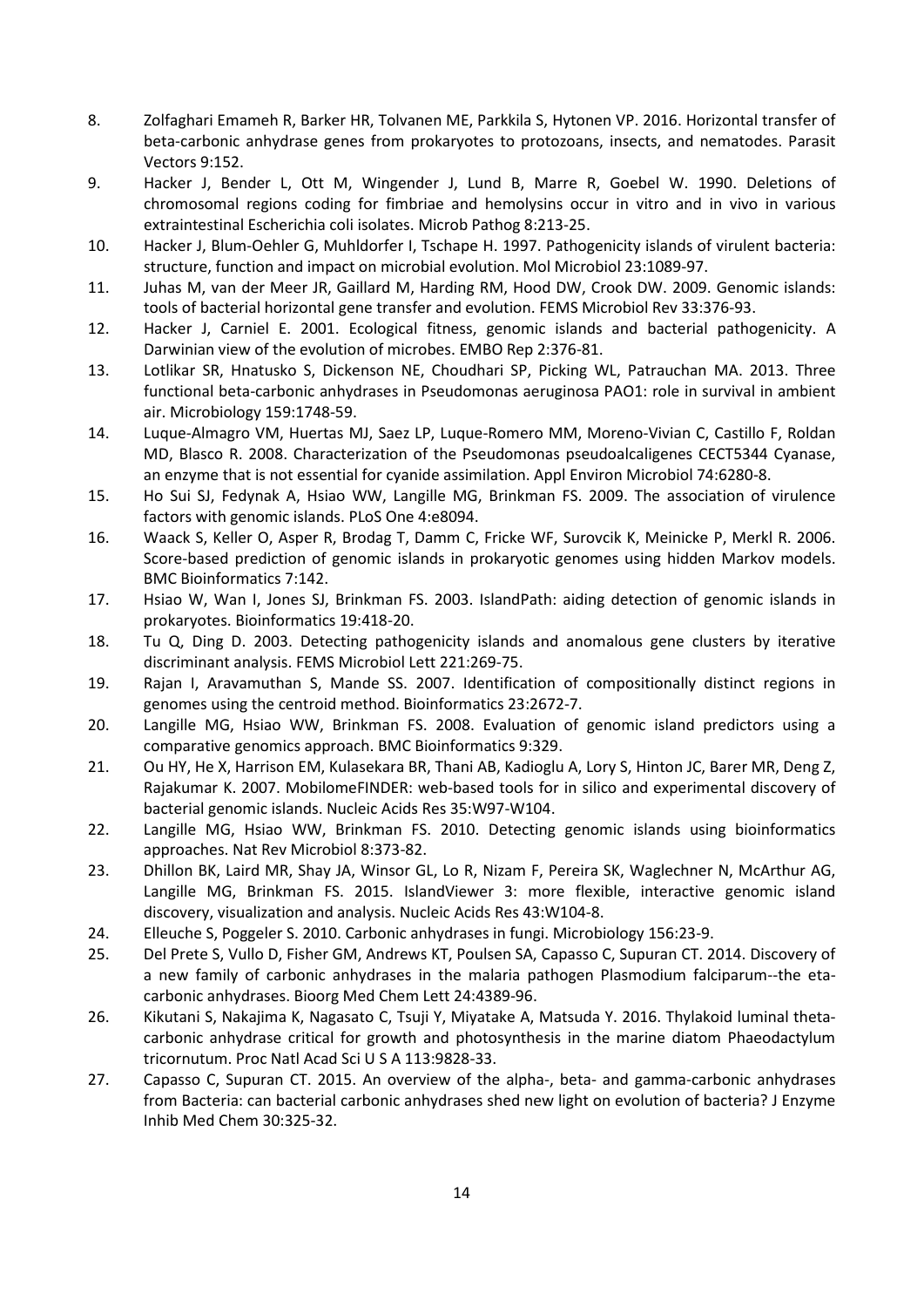8. Zolfaghari Emameh R, Barker HR, Tolvanen ME, Parkkila S, Hytonen VP. 2016. Horizontal transfer of beta-carbonic anhydrase genes from prokaryotes to protozoans, insects, and nematodes. Parasit Vectors 9:152.
9. Hacker J, Bender L, Ott M, Wingender J, Lund B, Marre R, Goebel W. 1990. Deletions of chromosomal regions coding for fimbriae and hemolysins occur in vitro and in vivo in various extraintestinal Escherichia coli isolates. Microb Pathog 8:213-25.
10. Hacker J, Blum-Oehler G, Muhldorfer I, Tschape H. 1997. Pathogenicity islands of virulent bacteria: structure, function and impact on microbial evolution. Mol Microbiol 23:1089-97.
11. Juhas M, van der Meer JR, Gaillard M, Harding RM, Hood DW, Crook DW. 2009. Genomic islands: tools of bacterial horizontal gene transfer and evolution. FEMS Microbiol Rev 33:376-93.
12. Hacker J, Carniel E. 2001. Ecological fitness, genomic islands and bacterial pathogenicity. A Darwinian view of the evolution of microbes. EMBO Rep 2:376-81.
13. Lotlikar SR, Hnatusko S, Dickenson NE, Choudhari SP, Picking WL, Patrauchan MA. 2013. Three functional beta-carbonic anhydrases in Pseudomonas aeruginosa PAO1: role in survival in ambient air. Microbiology 159:1748-59.
14. Luque-Almagro VM, Huertas MJ, Saez LP, Luque-Romero MM, Moreno-Vivian C, Castillo F, Roldan MD, Blasco R. 2008. Characterization of the Pseudomonas pseudoalcaligenes CECT5344 Cyanase, an enzyme that is not essential for cyanide assimilation. Appl Environ Microbiol 74:6280-8.
15. Ho Sui SJ, Fedynak A, Hsiao WW, Langille MG, Brinkman FS. 2009. The association of virulence factors with genomic islands. PLoS One 4:e8094.
16. Waack S, Keller O, Asper R, Brodag T, Damm C, Fricke WF, Surovcik K, Meinicke P, Merkl R. 2006. Score-based prediction of genomic islands in prokaryotic genomes using hidden Markov models. BMC Bioinformatics 7:142.
17. Hsiao W, Wan I, Jones SJ, Brinkman FS. 2003. IslandPath: aiding detection of genomic islands in prokaryotes. Bioinformatics 19:418-20.
18. Tu Q, Ding D. 2003. Detecting pathogenicity islands and anomalous gene clusters by iterative discriminant analysis. FEMS Microbiol Lett 221:269-75.
19. Rajan I, Aravamuthan S, Mande SS. 2007. Identification of compositionally distinct regions in genomes using the centroid method. Bioinformatics 23:2672-7.
20. Langille MG, Hsiao WW, Brinkman FS. 2008. Evaluation of genomic island predictors using a comparative genomics approach. BMC Bioinformatics 9:329.
21. Ou HY, He X, Harrison EM, Kulasekara BR, Thani AB, Kadioglu A, Lory S, Hinton JC, Barer MR, Deng Z, Rajakumar K. 2007. MobilomeFINDER: web-based tools for in silico and experimental discovery of bacterial genomic islands. Nucleic Acids Res 35:W97-W104.
22. Langille MG, Hsiao WW, Brinkman FS. 2010. Detecting genomic islands using bioinformatics approaches. Nat Rev Microbiol 8:373-82.
23. Dhillon BK, Laird MR, Shay JA, Winsor GL, Lo R, Nizam F, Pereira SK, Waglechner N, McArthur AG, Langille MG, Brinkman FS. 2015. IslandViewer 3: more flexible, interactive genomic island discovery, visualization and analysis. Nucleic Acids Res 43:W104-8.
24. Elleuche S, Poggeler S. 2010. Carbonic anhydrases in fungi. Microbiology 156:23-9.
25. Del Prete S, Vullo D, Fisher GM, Andrews KT, Poulsen SA, Capasso C, Supuran CT. 2014. Discovery of a new family of carbonic anhydrases in the malaria pathogen Plasmodium falciparum--the eta-carbonic anhydrases. Bioorg Med Chem Lett 24:4389-96.
26. Kikutani S, Nakajima K, Nagasato C, Tsuji Y, Miyatake A, Matsuda Y. 2016. Thylakoid luminal theta-carbonic anhydrase critical for growth and photosynthesis in the marine diatom Phaeodactylum tricornutum. Proc Natl Acad Sci U S A 113:9828-33.
27. Capasso C, Supuran CT. 2015. An overview of the alpha-, beta- and gamma-carbonic anhydrases from Bacteria: can bacterial carbonic anhydrases shed new light on evolution of bacteria? J Enzyme Inhib Med Chem 30:325-32.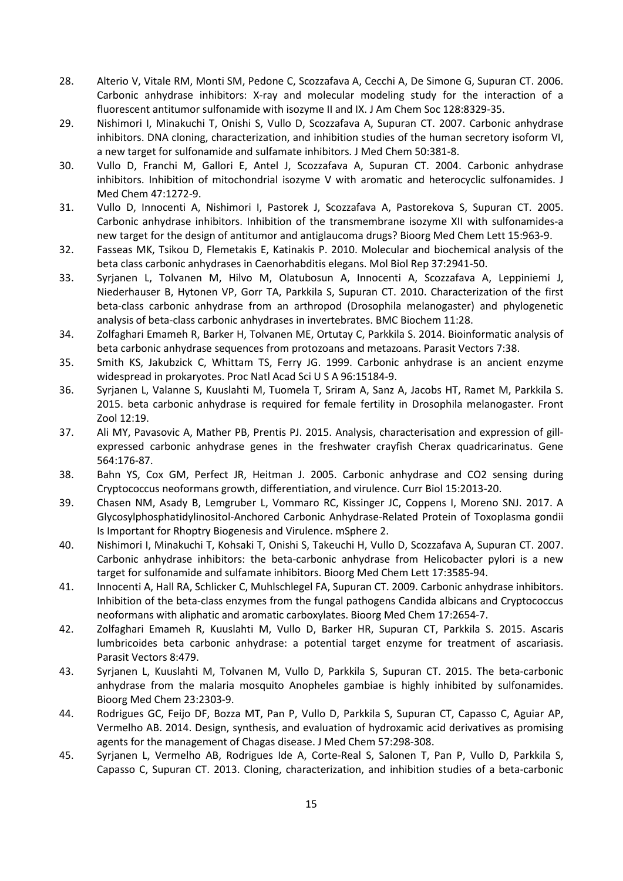28. Alterio V, Vitale RM, Monti SM, Pedone C, Scozzafava A, Cecchi A, De Simone G, Supuran CT. 2006. Carbonic anhydrase inhibitors: X-ray and molecular modeling study for the interaction of a fluorescent antitumor sulfonamide with isozyme II and IX. J Am Chem Soc 128:8329-35.
29. Nishimori I, Minakuchi T, Onishi S, Vullo D, Scozzafava A, Supuran CT. 2007. Carbonic anhydrase inhibitors. DNA cloning, characterization, and inhibition studies of the human secretory isoform VI, a new target for sulfonamide and sulfamate inhibitors. J Med Chem 50:381-8.
30. Vullo D, Franchi M, Gallori E, Antel J, Scozzafava A, Supuran CT. 2004. Carbonic anhydrase inhibitors. Inhibition of mitochondrial isozyme V with aromatic and heterocyclic sulfonamides. J Med Chem 47:1272-9.
31. Vullo D, Innocenti A, Nishimori I, Pastorek J, Scozzafava A, Pastorekova S, Supuran CT. 2005. Carbonic anhydrase inhibitors. Inhibition of the transmembrane isozyme XII with sulfonamides-a new target for the design of antitumor and antiglaucoma drugs? Bioorg Med Chem Lett 15:963-9.
32. Fasseas MK, Tsikou D, Flemetakis E, Katinakis P. 2010. Molecular and biochemical analysis of the beta class carbonic anhydrases in Caenorhabditis elegans. Mol Biol Rep 37:2941-50.
33. Syrjanen L, Tolvanen M, Hilvo M, Olatubosun A, Innocenti A, Scozzafava A, Leppiniemi J, Niederhauser B, Hytonen VP, Gorr TA, Parkkila S, Supuran CT. 2010. Characterization of the first beta-class carbonic anhydrase from an arthropod (Drosophila melanogaster) and phylogenetic analysis of beta-class carbonic anhydrases in invertebrates. BMC Biochem 11:28.
34. Zolfaghari Emameh R, Barker H, Tolvanen ME, Ortutay C, Parkkila S. 2014. Bioinformatic analysis of beta carbonic anhydrase sequences from protozoans and metazoans. Parasit Vectors 7:38.
35. Smith KS, Jakubzick C, Whittam TS, Ferry JG. 1999. Carbonic anhydrase is an ancient enzyme widespread in prokaryotes. Proc Natl Acad Sci U S A 96:15184-9.
36. Syrjanen L, Valanne S, Kuuslahti M, Tuomela T, Sriram A, Sanz A, Jacobs HT, Ramet M, Parkkila S. 2015. beta carbonic anhydrase is required for female fertility in Drosophila melanogaster. Front Zool 12:19.
37. Ali MY, Pavasovic A, Mather PB, Prentis PJ. 2015. Analysis, characterisation and expression of gill-expressed carbonic anhydrase genes in the freshwater crayfish Cherax quadricarinatus. Gene 564:176-87.
38. Bahn YS, Cox GM, Perfect JR, Heitman J. 2005. Carbonic anhydrase and CO2 sensing during Cryptococcus neoformans growth, differentiation, and virulence. Curr Biol 15:2013-20.
39. Chasen NM, Asady B, Lemgruber L, Vommaro RC, Kissinger JC, Coppens I, Moreno SNJ. 2017. A Glycosylphosphatidylinositol-Anchored Carbonic Anhydrase-Related Protein of Toxoplasma gondii Is Important for Rhoptry Biogenesis and Virulence. mSphere 2.
40. Nishimori I, Minakuchi T, Kohsaki T, Onishi S, Takeuchi H, Vullo D, Scozzafava A, Supuran CT. 2007. Carbonic anhydrase inhibitors: the beta-carbonic anhydrase from Helicobacter pylori is a new target for sulfonamide and sulfamate inhibitors. Bioorg Med Chem Lett 17:3585-94.
41. Innocenti A, Hall RA, Schlicker C, Muhlschlegel FA, Supuran CT. 2009. Carbonic anhydrase inhibitors. Inhibition of the beta-class enzymes from the fungal pathogens Candida albicans and Cryptococcus neoformans with aliphatic and aromatic carboxylates. Bioorg Med Chem 17:2654-7.
42. Zolfaghari Emameh R, Kuuslahti M, Vullo D, Barker HR, Supuran CT, Parkkila S. 2015. Ascaris lumbricoides beta carbonic anhydrase: a potential target enzyme for treatment of ascariasis. Parasit Vectors 8:479.
43. Syrjanen L, Kuuslahti M, Tolvanen M, Vullo D, Parkkila S, Supuran CT. 2015. The beta-carbonic anhydrase from the malaria mosquito Anopheles gambiae is highly inhibited by sulfonamides. Bioorg Med Chem 23:2303-9.
44. Rodrigues GC, Feijo DF, Bozza MT, Pan P, Vullo D, Parkkila S, Supuran CT, Capasso C, Aguiar AP, Vermelho AB. 2014. Design, synthesis, and evaluation of hydroxamic acid derivatives as promising agents for the management of Chagas disease. J Med Chem 57:298-308.
45. Syrjanen L, Vermelho AB, Rodrigues Ide A, Corte-Real S, Salonen T, Pan P, Vullo D, Parkkila S, Capasso C, Supuran CT. 2013. Cloning, characterization, and inhibition studies of a beta-carbonic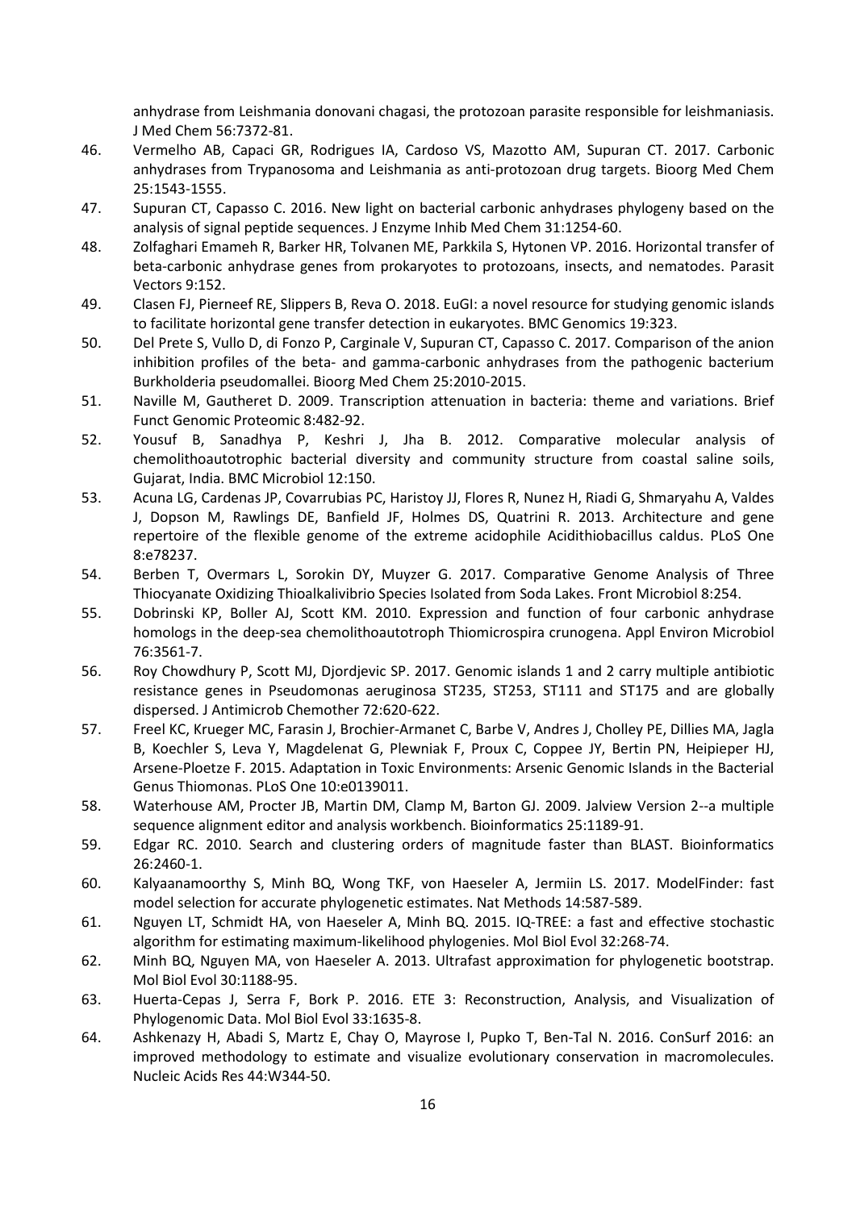anhydrase from Leishmania donovani chagasi, the protozoan parasite responsible for leishmaniasis. J Med Chem 56:7372-81.

46. Vermelho AB, Capaci GR, Rodrigues IA, Cardoso VS, Mazotto AM, Supuran CT. 2017. Carbonic anhydrases from Trypanosoma and Leishmania as anti-protozoan drug targets. Bioorg Med Chem 25:1543-1555.
47. Supuran CT, Capasso C. 2016. New light on bacterial carbonic anhydrases phylogeny based on the analysis of signal peptide sequences. J Enzyme Inhib Med Chem 31:1254-60.
48. Zolfaghari Emameh R, Barker HR, Tolvanen ME, Parkkila S, Hytonen VP. 2016. Horizontal transfer of beta-carbonic anhydrase genes from prokaryotes to protozoans, insects, and nematodes. Parasit Vectors 9:152.
49. Clasen FJ, Pierneef RE, Slippers B, Reva O. 2018. EuGI: a novel resource for studying genomic islands to facilitate horizontal gene transfer detection in eukaryotes. BMC Genomics 19:323.
50. Del Prete S, Vullo D, di Fonzo P, Carginale V, Supuran CT, Capasso C. 2017. Comparison of the anion inhibition profiles of the beta- and gamma-carbonic anhydrases from the pathogenic bacterium Burkholderia pseudomallei. Bioorg Med Chem 25:2010-2015.
51. Naville M, Gautheret D. 2009. Transcription attenuation in bacteria: theme and variations. Brief Funct Genomic Proteomic 8:482-92.
52. Yousuf B, Sanadhya P, Keshri J, Jha B. 2012. Comparative molecular analysis of chemolithoautotrophic bacterial diversity and community structure from coastal saline soils, Gujarat, India. BMC Microbiol 12:150.
53. Acuna LG, Cardenas JP, Covarrubias PC, Haristoy JJ, Flores R, Nunez H, Riadi G, Shmaryahu A, Valdes J, Dopson M, Rawlings DE, Banfield JF, Holmes DS, Quatrini R. 2013. Architecture and gene repertoire of the flexible genome of the extreme acidophile Acidithiobacillus caldus. PLoS One 8:e78237.
54. Berben T, Overmars L, Sorokin DY, Muyzer G. 2017. Comparative Genome Analysis of Three Thiocyanate Oxidizing Thioalkalivibrio Species Isolated from Soda Lakes. Front Microbiol 8:254.
55. Dobrinski KP, Boller AJ, Scott KM. 2010. Expression and function of four carbonic anhydrase homologs in the deep-sea chemolithoautotroph Thiomicrospira crunogena. Appl Environ Microbiol 76:3561-7.
56. Roy Chowdhury P, Scott MJ, Djordjevic SP. 2017. Genomic islands 1 and 2 carry multiple antibiotic resistance genes in Pseudomonas aeruginosa ST235, ST253, ST111 and ST175 and are globally dispersed. J Antimicrob Chemother 72:620-622.
57. Freel KC, Krueger MC, Farasin J, Brochier-Armanet C, Barbe V, Andres J, Cholley PE, Dillies MA, Jagla B, Koechler S, Leva Y, Magdelenat G, Plewniak F, Proux C, Coppee JY, Bertin PN, Heipieper HJ, Arsene-Ploetze F. 2015. Adaptation in Toxic Environments: Arsenic Genomic Islands in the Bacterial Genus Thiomonas. PLoS One 10:e0139011.
58. Waterhouse AM, Procter JB, Martin DM, Clamp M, Barton GJ. 2009. Jalview Version 2--a multiple sequence alignment editor and analysis workbench. Bioinformatics 25:1189-91.
59. Edgar RC. 2010. Search and clustering orders of magnitude faster than BLAST. Bioinformatics 26:2460-1.
60. Kalyaanamoorthy S, Minh BQ, Wong TKF, von Haeseler A, Jermiin LS. 2017. ModelFinder: fast model selection for accurate phylogenetic estimates. Nat Methods 14:587-589.
61. Nguyen LT, Schmidt HA, von Haeseler A, Minh BQ. 2015. IQ-TREE: a fast and effective stochastic algorithm for estimating maximum-likelihood phylogenies. Mol Biol Evol 32:268-74.
62. Minh BQ, Nguyen MA, von Haeseler A. 2013. Ultrafast approximation for phylogenetic bootstrap. Mol Biol Evol 30:1188-95.
63. Huerta-Cepas J, Serra F, Bork P. 2016. ETE 3: Reconstruction, Analysis, and Visualization of Phylogenomic Data. Mol Biol Evol 33:1635-8.
64. Ashkenazy H, Abadi S, Martz E, Chay O, Mayrose I, Pupko T, Ben-Tal N. 2016. ConSurf 2016: an improved methodology to estimate and visualize evolutionary conservation in macromolecules. Nucleic Acids Res 44:W344-50.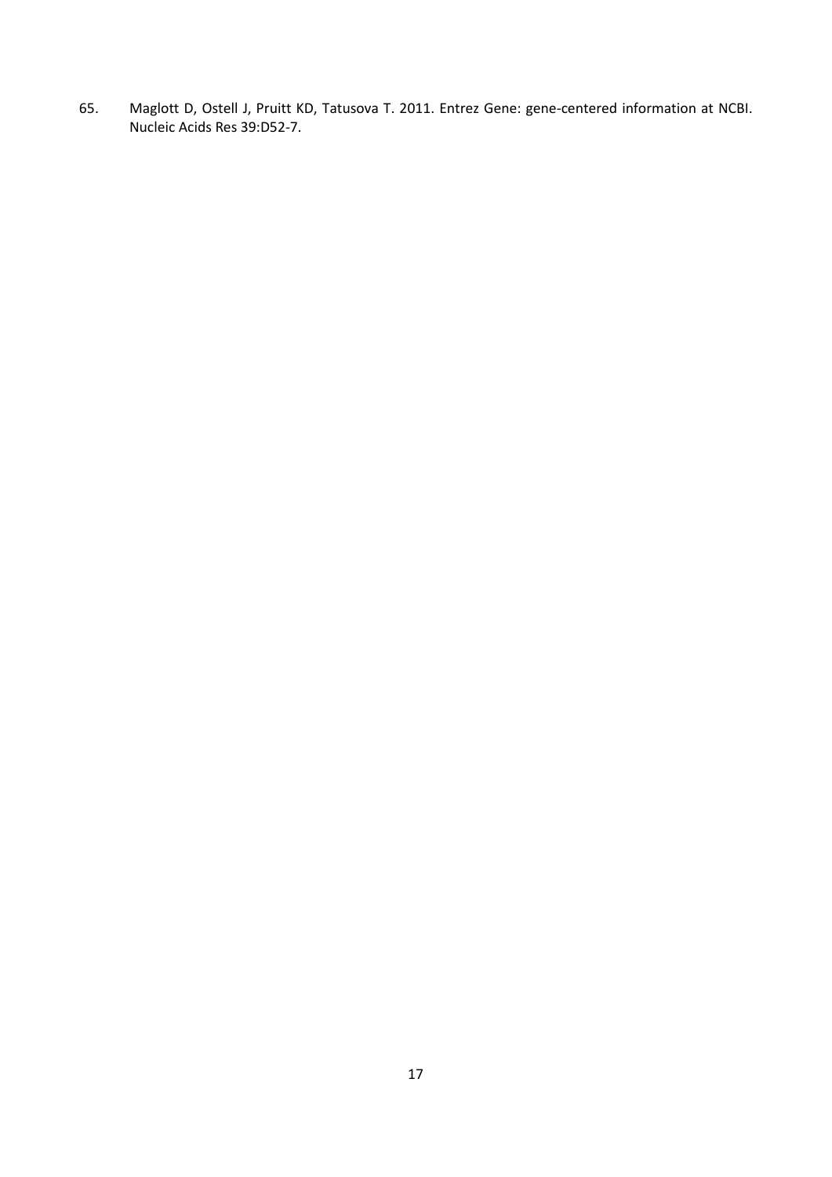65. Maglott D, Ostell J, Pruitt KD, Tatusova T. 2011. Entrez Gene: gene-centered information at NCBI. Nucleic Acids Res 39:D52-7.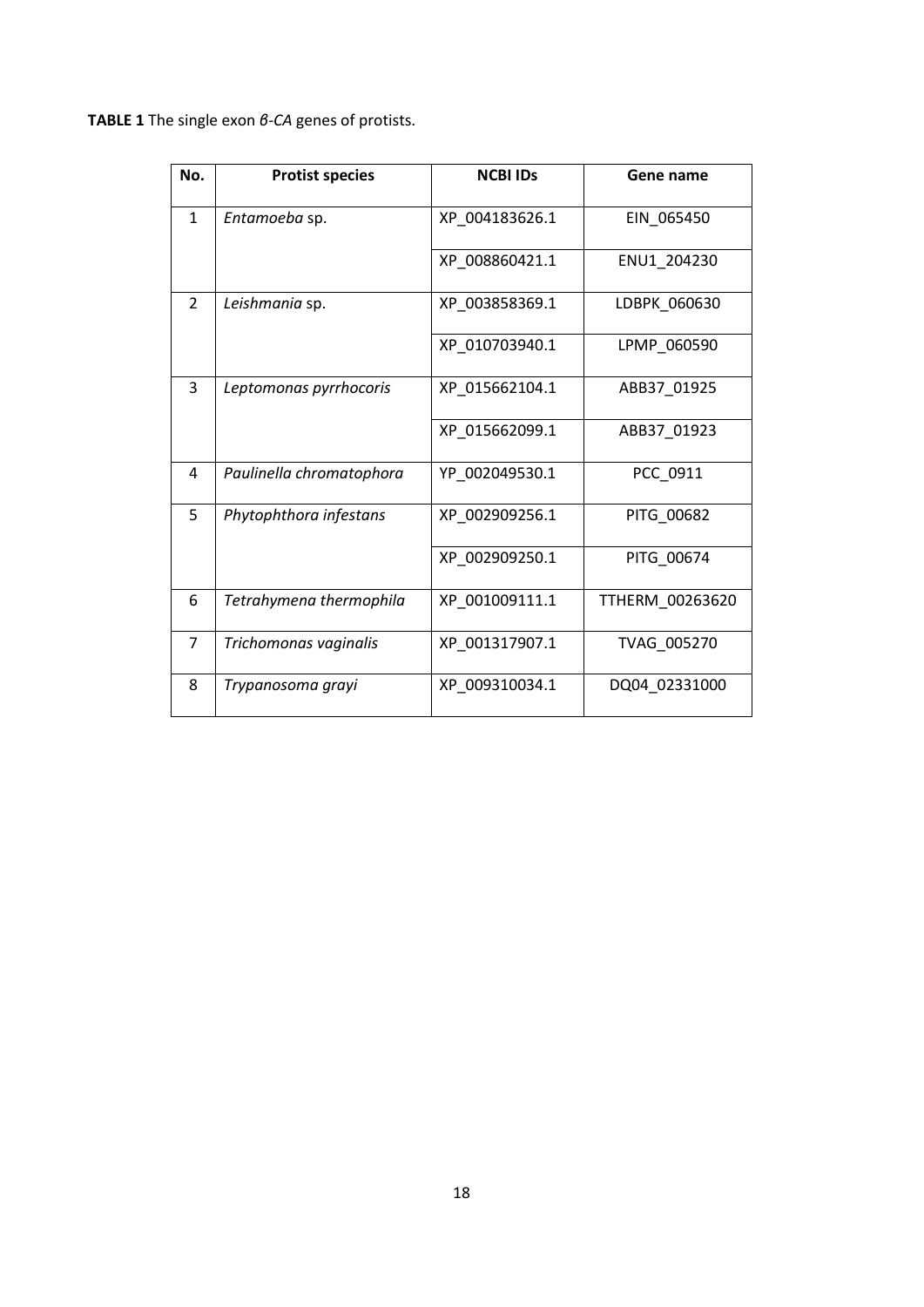**TABLE 1** The single exon *β-CA* genes of protists.

| No. | Protist species | NCBI IDs | Gene name |
|---|---|---|---|
| 1 | *Entamoeba* sp. | XP_004183626.1 | EIN_065450 |
| | | XP_008860421.1 | ENU1_204230 |
| 2 | *Leishmania* sp. | XP_003858369.1 | LDBPK_060630 |
| | | XP_010703940.1 | LPMP_060590 |
| 3 | *Leptomonas pyrrhocoris* | XP_015662104.1 | ABB37_01925 |
| | | XP_015662099.1 | ABB37_01923 |
| 4 | *Paulinella chromatophora* | YP_002049530.1 | PCC_0911 |
| 5 | *Phytophthora infestans* | XP_002909256.1 | PITG_00682 |
| | | XP_002909250.1 | PITG_00674 |
| 6 | *Tetrahymena thermophila* | XP_001009111.1 | TTHERM_00263620 |
| 7 | *Trichomonas vaginalis* | XP_001317907.1 | TVAG_005270 |
| 8 | *Trypanosoma grayi* | XP_009310034.1 | DQ04_02331000 |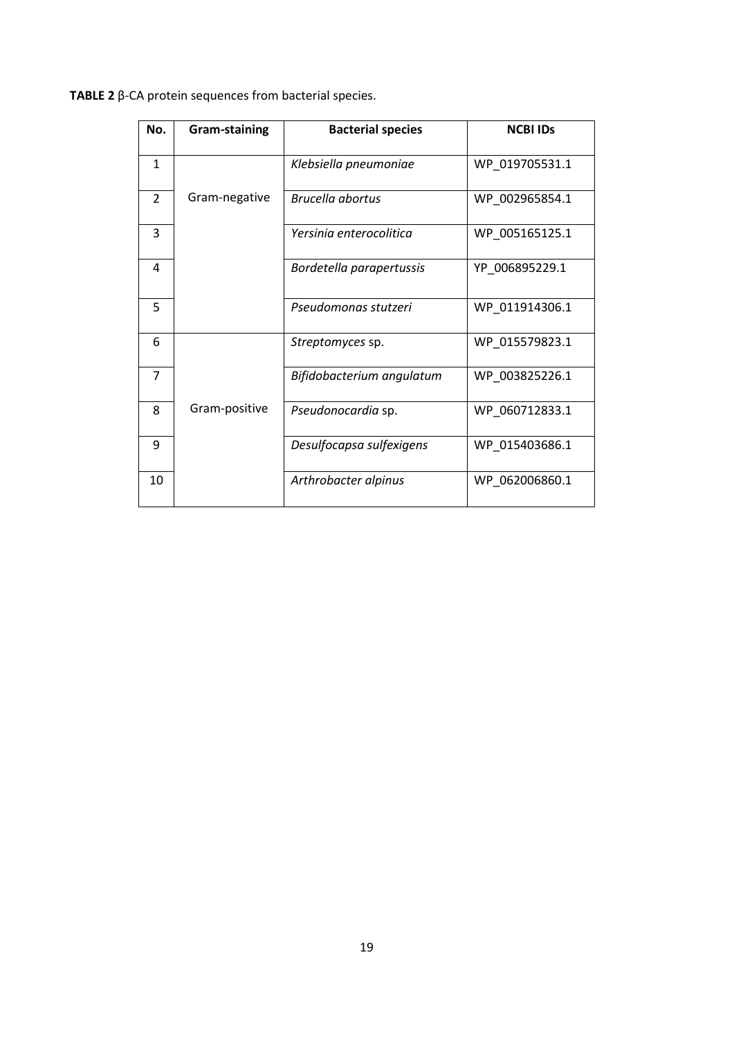**TABLE 2** β-CA protein sequences from bacterial species.

| No. | Gram-staining | Bacterial species | NCBI IDs |
|---|---|---|---|
| 1 | Gram-negative | *Klebsiella pneumoniae* | WP_019705531.1 |
| 2 | | *Brucella abortus* | WP_002965854.1 |
| 3 | | *Yersinia enterocolitica* | WP_005165125.1 |
| 4 | | *Bordetella parapertussis* | YP_006895229.1 |
| 5 | | *Pseudomonas stutzeri* | WP_011914306.1 |
| 6 | Gram-positive | *Streptomyces* sp. | WP_015579823.1 |
| 7 | | *Bifidobacterium angulatum* | WP_003825226.1 |
| 8 | | *Pseudonocardia* sp. | WP_060712833.1 |
| 9 | | *Desulfocapsa sulfexigens* | WP_015403686.1 |
| 10 | | *Arthrobacter alpinus* | WP_062006860.1 |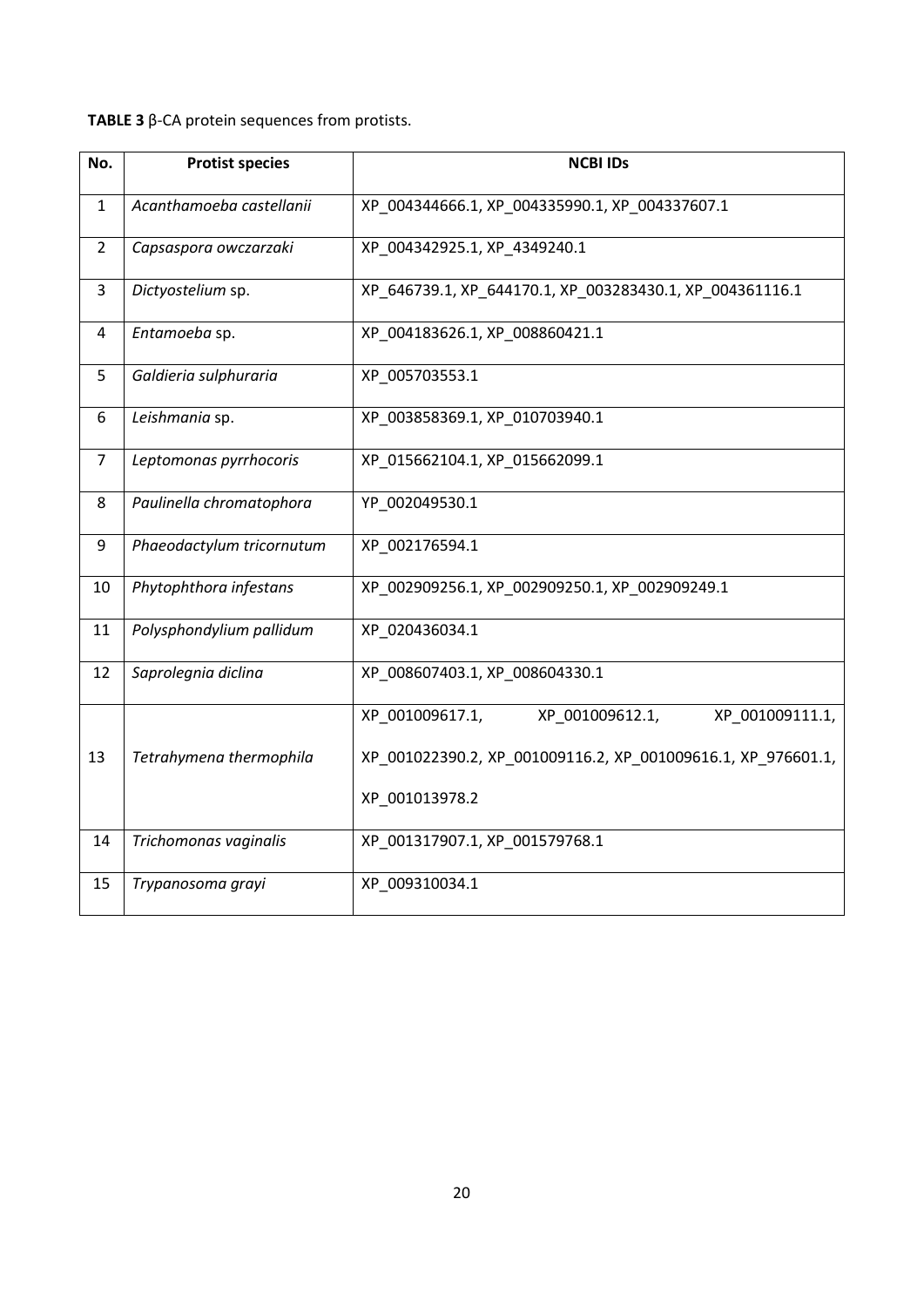**TABLE 3** β-CA protein sequences from protists.

| No. | Protist species | NCBI IDs |
|---|---|---|
| 1 | *Acanthamoeba castellanii* | XP_004344666.1, XP_004335990.1, XP_004337607.1 |
| 2 | *Capsaspora owczarzaki* | XP_004342925.1, XP_4349240.1 |
| 3 | *Dictyostelium* sp. | XP_646739.1, XP_644170.1, XP_003283430.1, XP_004361116.1 |
| 4 | *Entamoeba* sp. | XP_004183626.1, XP_008860421.1 |
| 5 | *Galdieria sulphuraria* | XP_005703553.1 |
| 6 | *Leishmania* sp. | XP_003858369.1, XP_010703940.1 |
| 7 | *Leptomonas pyrrhocoris* | XP_015662104.1, XP_015662099.1 |
| 8 | *Paulinella chromatophora* | YP_002049530.1 |
| 9 | *Phaeodactylum tricornutum* | XP_002176594.1 |
| 10 | *Phytophthora infestans* | XP_002909256.1, XP_002909250.1, XP_002909249.1 |
| 11 | *Polysphondylium pallidum* | XP_020436034.1 |
| 12 | *Saprolegnia diclina* | XP_008607403.1, XP_008604330.1 |
| 13 | *Tetrahymena thermophila* | XP_001009617.1, XP_001009612.1, XP_001009111.1, XP_001022390.2, XP_001009116.2, XP_001009616.1, XP_976601.1, XP_001013978.2 |
| 14 | *Trichomonas vaginalis* | XP_001317907.1, XP_001579768.1 |
| 15 | *Trypanosoma grayi* | XP_009310034.1 |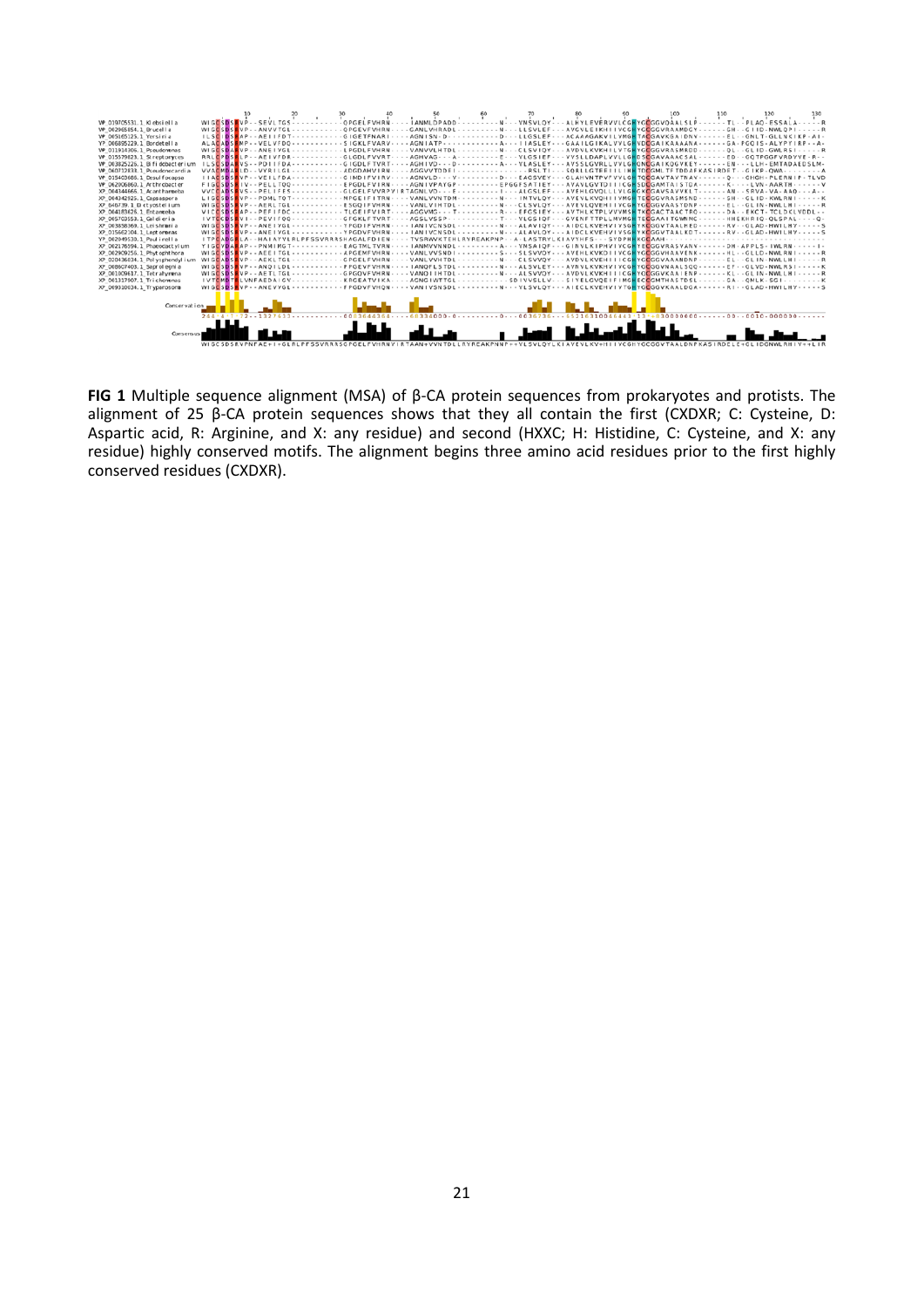**FIG 1** Multiple sequence alignment (MSA) of β-CA protein sequences from prokaryotes and protists. The alignment of 25 β-CA protein sequences shows that they all contain the first (CXDXR; C: Cysteine, D: Aspartic acid, R: Arginine, and X: any residue) and second (HXXC; H: Histidine, C: Cysteine, and X: any residue) highly conserved motifs. The alignment begins three amino acid residues prior to the first highly conserved residues (CXDXR).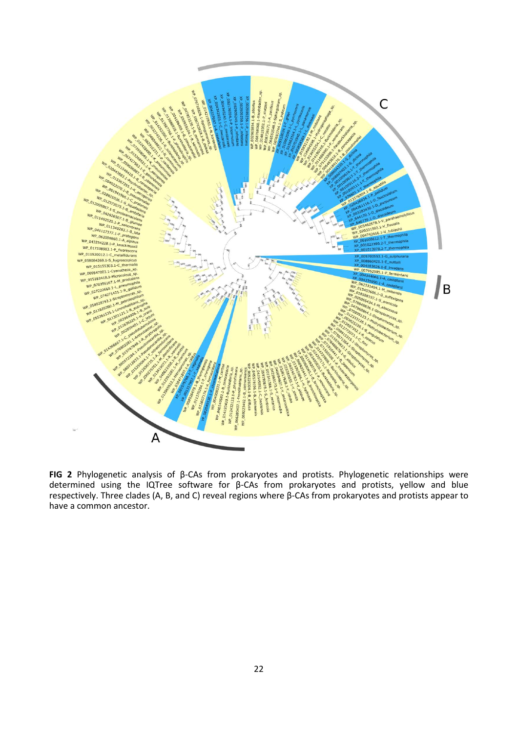**FIG 2** Phylogenetic analysis of β-CAs from prokaryotes and protists. Phylogenetic relationships were determined using the IQTree software for β-CAs from prokaryotes and protists, yellow and blue respectively. Three clades (A, B, and C) reveal regions where β-CAs from prokaryotes and protists appear to have a common ancestor.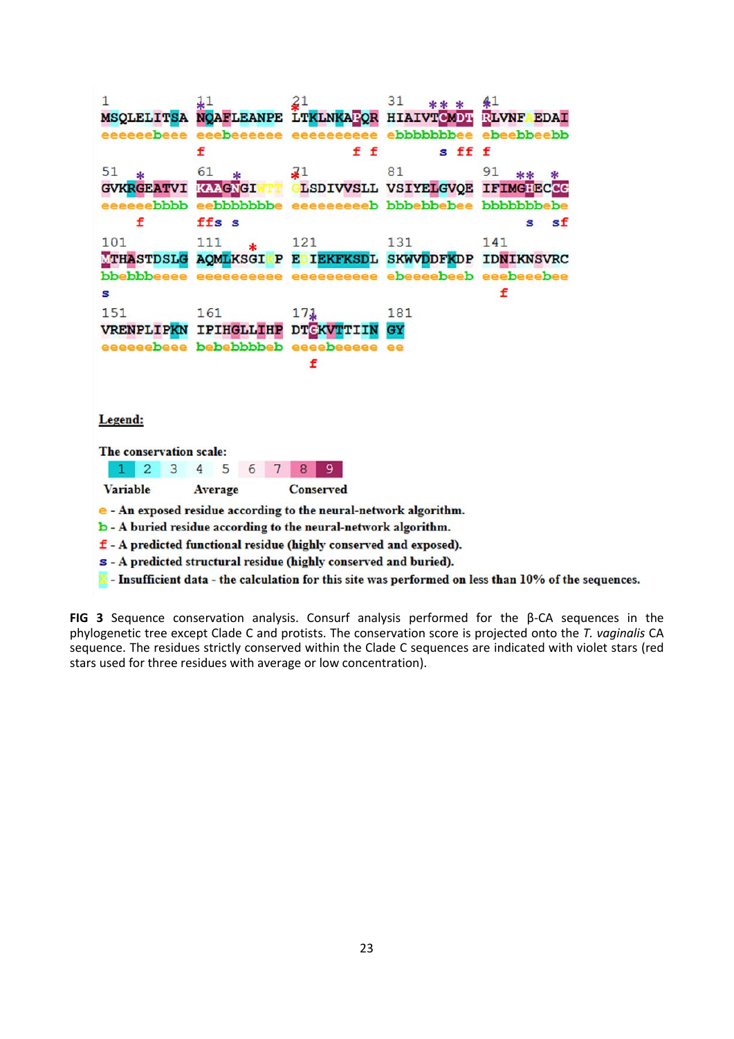```
1          11         21         31         41
MSQLELITSA NQAFLEANPE LTKLNKAEQR HIAIVTCMDT RLVNFAEDAI
eeeeeebeee eeebeeeeee eeeeeeeeee ebbbbbbbee ebeebbeebb
           f                 f f        s ff f

51         61         71         81         91
GVKRGEATVI KAAGNGINTT GLSDIVVSLL VSIYELGVQE IFIMGHECCG
eeeeeebbbb eebbbbbbbe eeeeeeeeeb bbbebbebee bbbbbbbebe
     f     ffs s                                s  sf

101        111        121        131        141
MTHASTDSLG AQMLKSGIKP EDIEKFKSDL SKWVDDFKDP IDNIKNSVRC
bbebbbeeee eeeeeeeeee eeeeeeeeee ebeeeebeeb eeebeeebee
s                                              f

151        161        171        181
VRENPLIPKN IPIHGLLIHP DTGKVTTIIN GY
eeeeeebeee bebebbbbeb eeeebeeeee ee
                        f
```

**Legend:**

**The conservation scale:**

| 1 | 2 | 3 | 4 | 5 | 6 | 7 | 8 | 9 |
|---|---|---|---|---|---|---|---|---|
| Variable | | | | Average | | | | Conserved |

e - An exposed residue according to the neural-network algorithm.

b - A buried residue according to the neural-network algorithm.

f - A predicted functional residue (highly conserved and exposed).

s - A predicted structural residue (highly conserved and buried).

X - Insufficient data - the calculation for this site was performed on less than 10% of the sequences.

**FIG 3** Sequence conservation analysis. Consurf analysis performed for the β-CA sequences in the phylogenetic tree except Clade C and protists. The conservation score is projected onto the *T. vaginalis* CA sequence. The residues strictly conserved within the Clade C sequences are indicated with violet stars (red stars used for three residues with average or low concentration).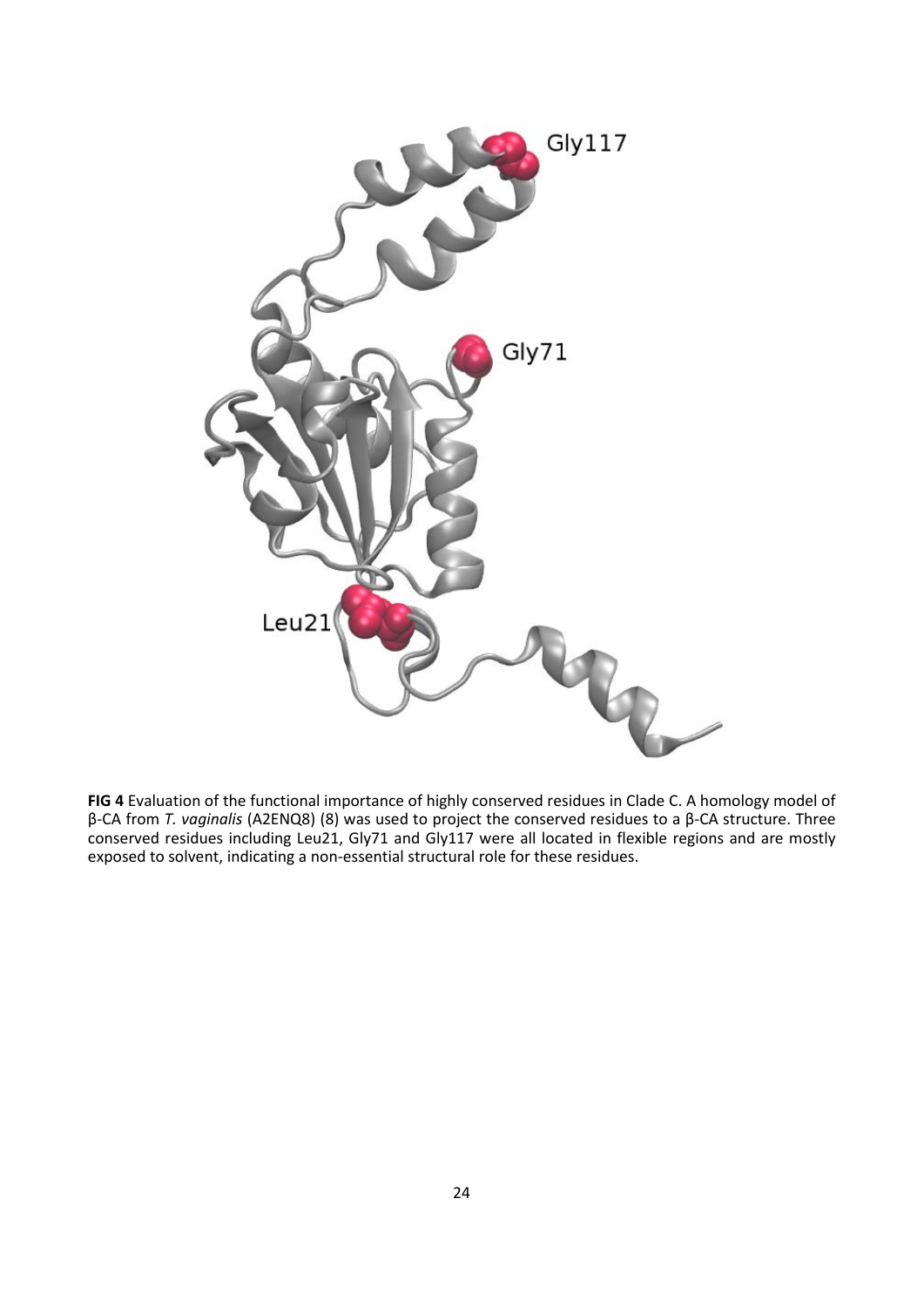Gly117

Gly71

Leu21

**FIG 4** Evaluation of the functional importance of highly conserved residues in Clade C. A homology model of β-CA from *T. vaginalis* (A2ENQ8) (8) was used to project the conserved residues to a β-CA structure. Three conserved residues including Leu21, Gly71 and Gly117 were all located in flexible regions and are mostly exposed to solvent, indicating a non-essential structural role for these residues.